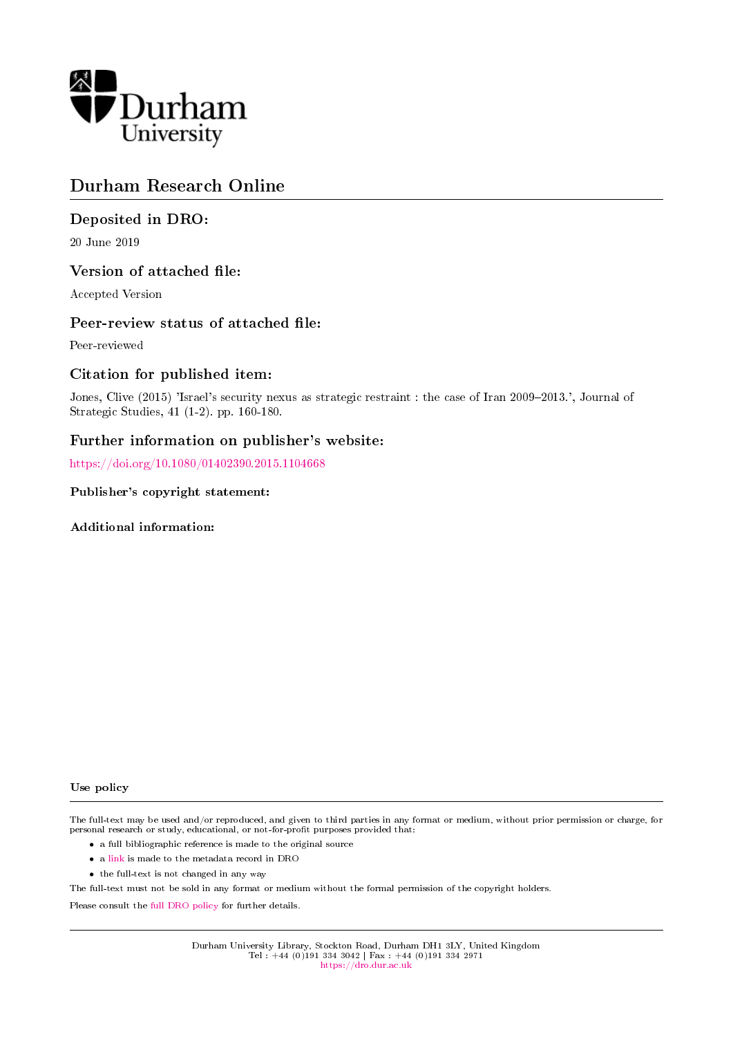Durham University

# Durham Research Online

## Deposited in DRO:

20 June 2019

## Version of attached file:

Accepted Version

## Peer-review status of attached file:

Peer-reviewed

## Citation for published item:

Jones, Clive (2015) 'Israel's security nexus as strategic restraint : the case of Iran 2009–2013.', Journal of Strategic Studies, 41 (1-2). pp. 160-180.

## Further information on publisher's website:

https://doi.org/10.1080/01402390.2015.1104668

### Publisher's copyright statement:

### Additional information:

#### Use policy

The full-text may be used and/or reproduced, and given to third parties in any format or medium, without prior permission or charge, for personal research or study, educational, or not-for-profit purposes provided that:

- a full bibliographic reference is made to the original source
- a link is made to the metadata record in DRO
- the full-text is not changed in any way

The full-text must not be sold in any format or medium without the formal permission of the copyright holders.

Please consult the full DRO policy for further details.

Durham University Library, Stockton Road, Durham DH1 3LY, United Kingdom
Tel : +44 (0)191 334 3042 | Fax : +44 (0)191 334 2971
https://dro.dur.ac.uk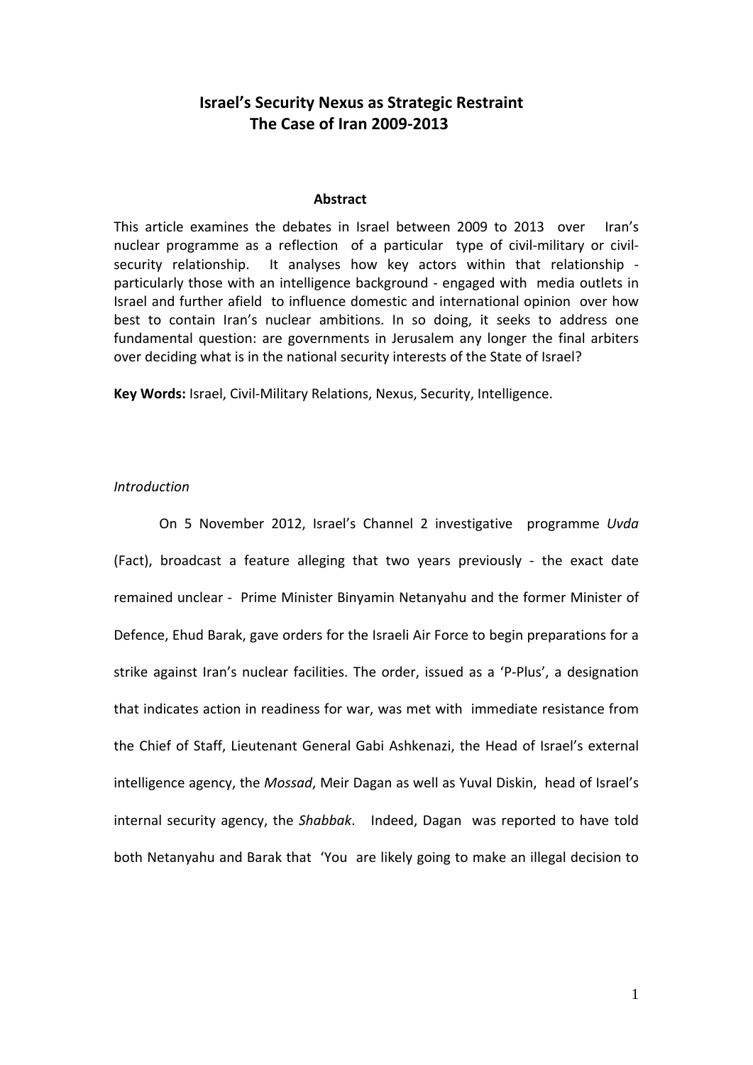# Israel's Security Nexus as Strategic Restraint
# The Case of Iran 2009-2013

**Abstract**

This article examines the debates in Israel between 2009 to 2013 over Iran's nuclear programme as a reflection of a particular type of civil-military or civil-security relationship. It analyses how key actors within that relationship - particularly those with an intelligence background - engaged with media outlets in Israel and further afield to influence domestic and international opinion over how best to contain Iran's nuclear ambitions. In so doing, it seeks to address one fundamental question: are governments in Jerusalem any longer the final arbiters over deciding what is in the national security interests of the State of Israel?

**Key Words:** Israel, Civil-Military Relations, Nexus, Security, Intelligence.

*Introduction*

On 5 November 2012, Israel's Channel 2 investigative programme *Uvda* (Fact), broadcast a feature alleging that two years previously - the exact date remained unclear - Prime Minister Binyamin Netanyahu and the former Minister of Defence, Ehud Barak, gave orders for the Israeli Air Force to begin preparations for a strike against Iran's nuclear facilities. The order, issued as a 'P-Plus', a designation that indicates action in readiness for war, was met with immediate resistance from the Chief of Staff, Lieutenant General Gabi Ashkenazi, the Head of Israel's external intelligence agency, the *Mossad*, Meir Dagan as well as Yuval Diskin, head of Israel's internal security agency, the *Shabbak*. Indeed, Dagan was reported to have told both Netanyahu and Barak that 'You are likely going to make an illegal decision to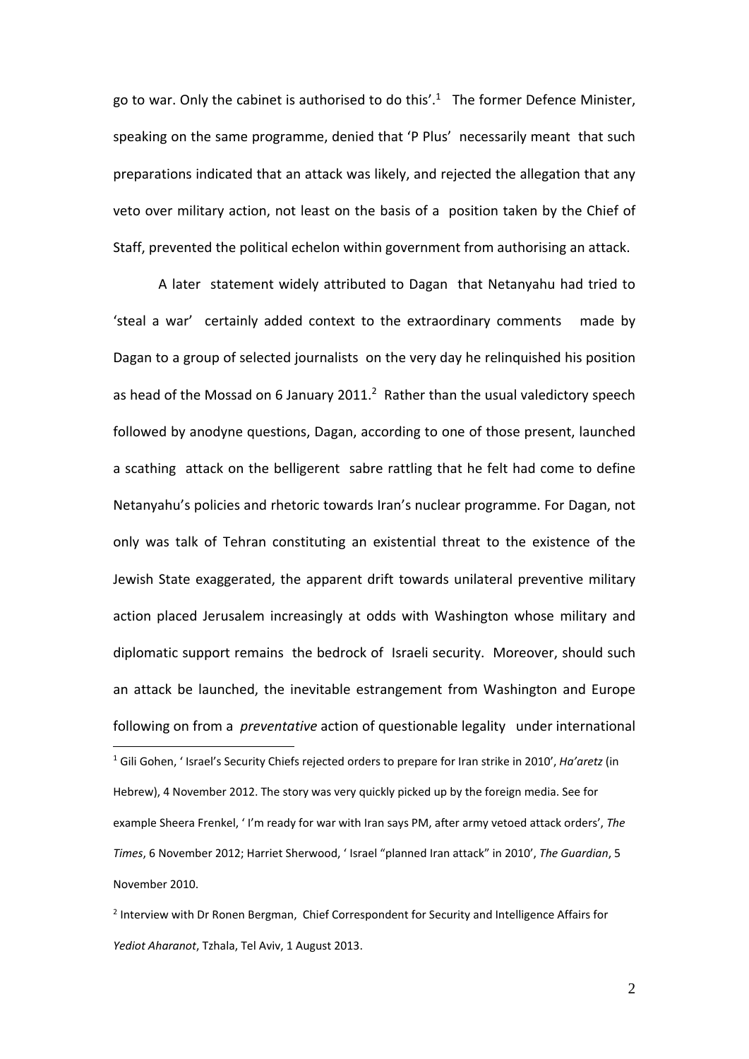go to war. Only the cabinet is authorised to do this'.[1] The former Defence Minister, speaking on the same programme, denied that 'P Plus' necessarily meant that such preparations indicated that an attack was likely, and rejected the allegation that any veto over military action, not least on the basis of a position taken by the Chief of Staff, prevented the political echelon within government from authorising an attack.

A later statement widely attributed to Dagan that Netanyahu had tried to 'steal a war' certainly added context to the extraordinary comments made by Dagan to a group of selected journalists on the very day he relinquished his position as head of the Mossad on 6 January 2011.[2] Rather than the usual valedictory speech followed by anodyne questions, Dagan, according to one of those present, launched a scathing attack on the belligerent sabre rattling that he felt had come to define Netanyahu's policies and rhetoric towards Iran's nuclear programme. For Dagan, not only was talk of Tehran constituting an existential threat to the existence of the Jewish State exaggerated, the apparent drift towards unilateral preventive military action placed Jerusalem increasingly at odds with Washington whose military and diplomatic support remains the bedrock of Israeli security. Moreover, should such an attack be launched, the inevitable estrangement from Washington and Europe following on from a *preventative* action of questionable legality under international

---

[1] Gili Gohen, ' Israel's Security Chiefs rejected orders to prepare for Iran strike in 2010', *Ha'aretz* (in Hebrew), 4 November 2012. The story was very quickly picked up by the foreign media. See for example Sheera Frenkel, ' I'm ready for war with Iran says PM, after army vetoed attack orders', *The Times*, 6 November 2012; Harriet Sherwood, ' Israel "planned Iran attack" in 2010', *The Guardian*, 5 November 2010.

[2] Interview with Dr Ronen Bergman, Chief Correspondent for Security and Intelligence Affairs for *Yediot Aharanot*, Tzhala, Tel Aviv, 1 August 2013.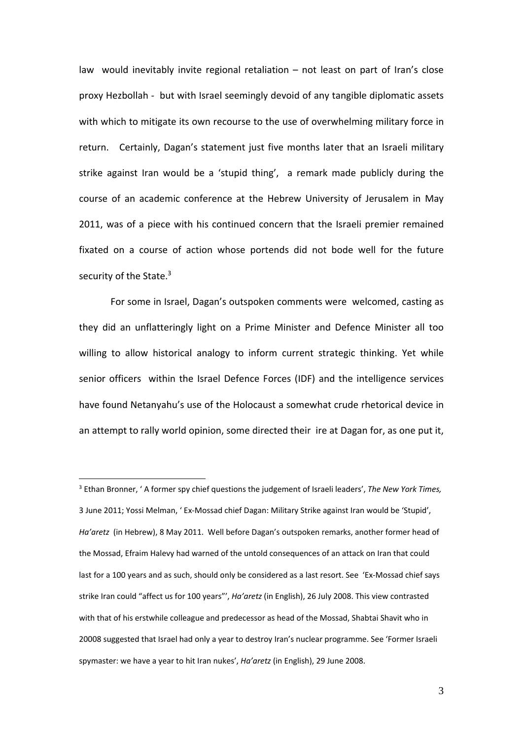law would inevitably invite regional retaliation – not least on part of Iran's close proxy Hezbollah - but with Israel seemingly devoid of any tangible diplomatic assets with which to mitigate its own recourse to the use of overwhelming military force in return. Certainly, Dagan's statement just five months later that an Israeli military strike against Iran would be a 'stupid thing', a remark made publicly during the course of an academic conference at the Hebrew University of Jerusalem in May 2011, was of a piece with his continued concern that the Israeli premier remained fixated on a course of action whose portends did not bode well for the future security of the State.[3]

For some in Israel, Dagan's outspoken comments were welcomed, casting as they did an unflatteringly light on a Prime Minister and Defence Minister all too willing to allow historical analogy to inform current strategic thinking. Yet while senior officers within the Israel Defence Forces (IDF) and the intelligence services have found Netanyahu's use of the Holocaust a somewhat crude rhetorical device in an attempt to rally world opinion, some directed their ire at Dagan for, as one put it,

---

[3] Ethan Bronner, ' A former spy chief questions the judgement of Israeli leaders', *The New York Times,* 3 June 2011; Yossi Melman, ' Ex-Mossad chief Dagan: Military Strike against Iran would be 'Stupid', *Ha'aretz* (in Hebrew), 8 May 2011. Well before Dagan's outspoken remarks, another former head of the Mossad, Efraim Halevy had warned of the untold consequences of an attack on Iran that could last for a 100 years and as such, should only be considered as a last resort. See 'Ex-Mossad chief says strike Iran could "affect us for 100 years"', *Ha'aretz* (in English), 26 July 2008. This view contrasted with that of his erstwhile colleague and predecessor as head of the Mossad, Shabtai Shavit who in 20008 suggested that Israel had only a year to destroy Iran's nuclear programme. See 'Former Israeli spymaster: we have a year to hit Iran nukes', *Ha'aretz* (in English), 29 June 2008.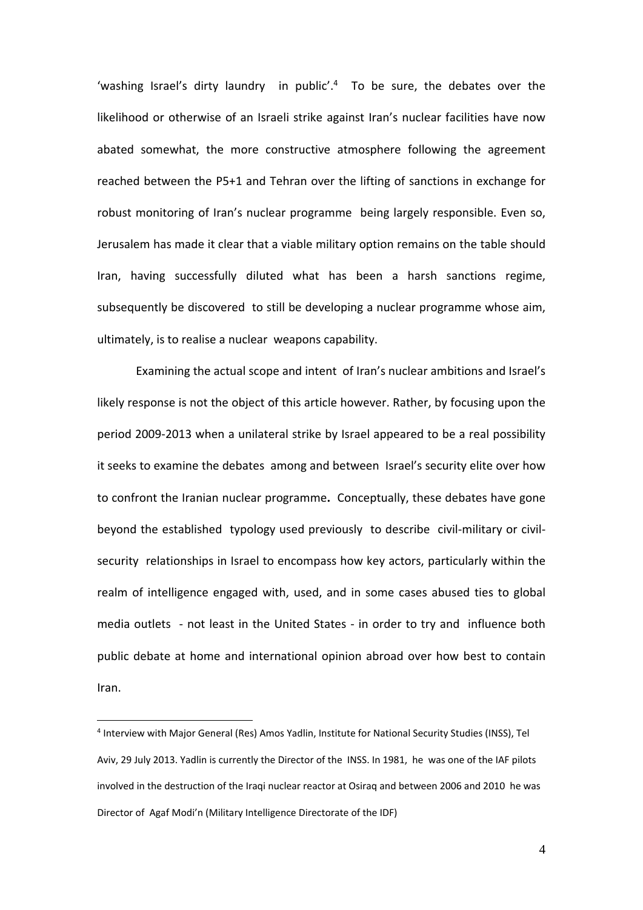'washing Israel's dirty laundry in public'.[4] To be sure, the debates over the likelihood or otherwise of an Israeli strike against Iran's nuclear facilities have now abated somewhat, the more constructive atmosphere following the agreement reached between the P5+1 and Tehran over the lifting of sanctions in exchange for robust monitoring of Iran's nuclear programme being largely responsible. Even so, Jerusalem has made it clear that a viable military option remains on the table should Iran, having successfully diluted what has been a harsh sanctions regime, subsequently be discovered to still be developing a nuclear programme whose aim, ultimately, is to realise a nuclear weapons capability.

Examining the actual scope and intent of Iran's nuclear ambitions and Israel's likely response is not the object of this article however. Rather, by focusing upon the period 2009-2013 when a unilateral strike by Israel appeared to be a real possibility it seeks to examine the debates among and between Israel's security elite over how to confront the Iranian nuclear programme**.** Conceptually, these debates have gone beyond the established typology used previously to describe civil-military or civil-security relationships in Israel to encompass how key actors, particularly within the realm of intelligence engaged with, used, and in some cases abused ties to global media outlets - not least in the United States - in order to try and influence both public debate at home and international opinion abroad over how best to contain Iran.

[4] Interview with Major General (Res) Amos Yadlin, Institute for National Security Studies (INSS), Tel Aviv, 29 July 2013. Yadlin is currently the Director of the INSS. In 1981, he was one of the IAF pilots involved in the destruction of the Iraqi nuclear reactor at Osiraq and between 2006 and 2010 he was Director of Agaf Modi'n (Military Intelligence Directorate of the IDF)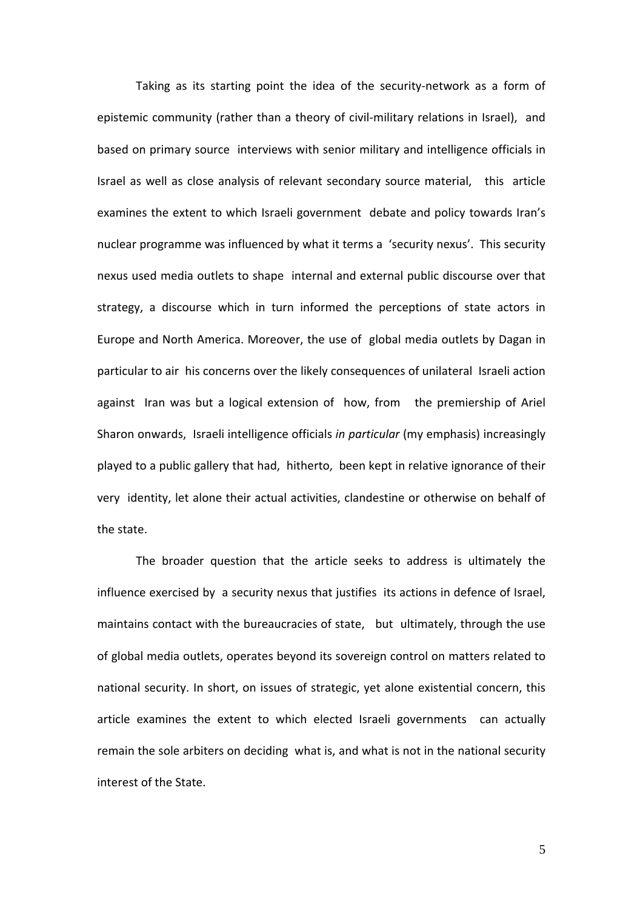Taking as its starting point the idea of the security-network as a form of epistemic community (rather than a theory of civil-military relations in Israel), and based on primary source interviews with senior military and intelligence officials in Israel as well as close analysis of relevant secondary source material, this article examines the extent to which Israeli government debate and policy towards Iran's nuclear programme was influenced by what it terms a 'security nexus'. This security nexus used media outlets to shape internal and external public discourse over that strategy, a discourse which in turn informed the perceptions of state actors in Europe and North America. Moreover, the use of global media outlets by Dagan in particular to air his concerns over the likely consequences of unilateral Israeli action against Iran was but a logical extension of how, from the premiership of Ariel Sharon onwards, Israeli intelligence officials *in particular* (my emphasis) increasingly played to a public gallery that had, hitherto, been kept in relative ignorance of their very identity, let alone their actual activities, clandestine or otherwise on behalf of the state.

The broader question that the article seeks to address is ultimately the influence exercised by a security nexus that justifies its actions in defence of Israel, maintains contact with the bureaucracies of state, but ultimately, through the use of global media outlets, operates beyond its sovereign control on matters related to national security. In short, on issues of strategic, yet alone existential concern, this article examines the extent to which elected Israeli governments can actually remain the sole arbiters on deciding what is, and what is not in the national security interest of the State.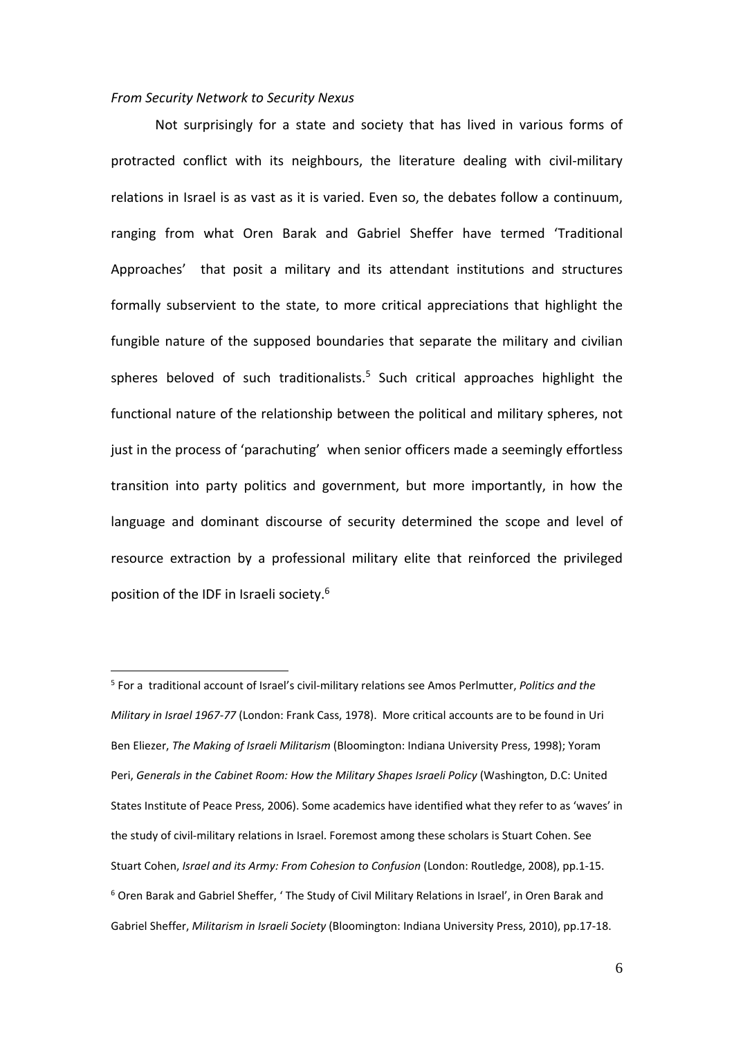*From Security Network to Security Nexus*

Not surprisingly for a state and society that has lived in various forms of protracted conflict with its neighbours, the literature dealing with civil-military relations in Israel is as vast as it is varied. Even so, the debates follow a continuum, ranging from what Oren Barak and Gabriel Sheffer have termed 'Traditional Approaches' that posit a military and its attendant institutions and structures formally subservient to the state, to more critical appreciations that highlight the fungible nature of the supposed boundaries that separate the military and civilian spheres beloved of such traditionalists.[5] Such critical approaches highlight the functional nature of the relationship between the political and military spheres, not just in the process of 'parachuting' when senior officers made a seemingly effortless transition into party politics and government, but more importantly, in how the language and dominant discourse of security determined the scope and level of resource extraction by a professional military elite that reinforced the privileged position of the IDF in Israeli society.[6]

---

[5] For a traditional account of Israel's civil-military relations see Amos Perlmutter, *Politics and the Military in Israel 1967-77* (London: Frank Cass, 1978). More critical accounts are to be found in Uri Ben Eliezer, *The Making of Israeli Militarism* (Bloomington: Indiana University Press, 1998); Yoram Peri, *Generals in the Cabinet Room: How the Military Shapes Israeli Policy* (Washington, D.C: United States Institute of Peace Press, 2006). Some academics have identified what they refer to as 'waves' in the study of civil-military relations in Israel. Foremost among these scholars is Stuart Cohen. See Stuart Cohen, *Israel and its Army: From Cohesion to Confusion* (London: Routledge, 2008), pp.1-15.

[6] Oren Barak and Gabriel Sheffer, ' The Study of Civil Military Relations in Israel', in Oren Barak and Gabriel Sheffer, *Militarism in Israeli Society* (Bloomington: Indiana University Press, 2010), pp.17-18.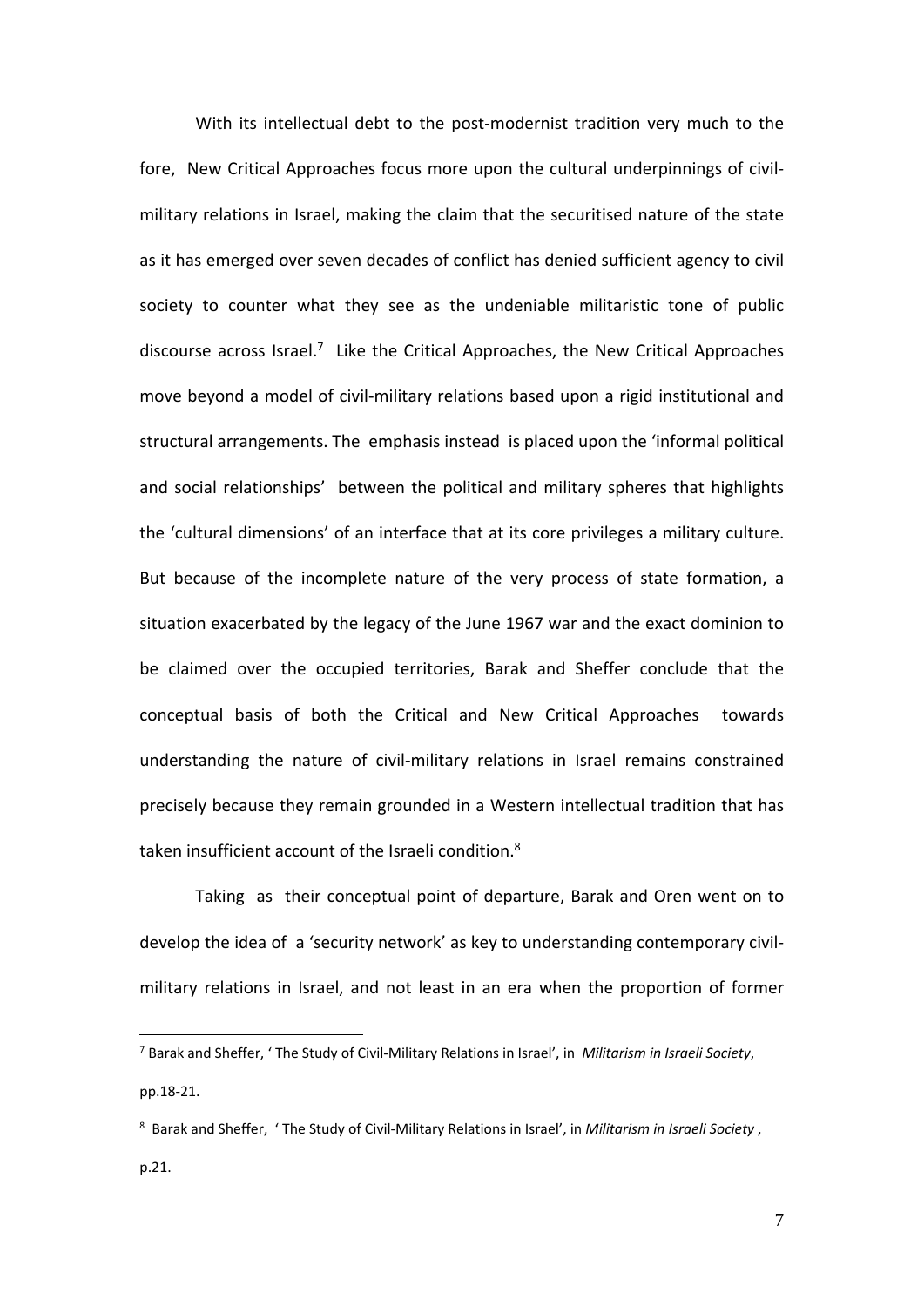With its intellectual debt to the post-modernist tradition very much to the fore, New Critical Approaches focus more upon the cultural underpinnings of civil-military relations in Israel, making the claim that the securitised nature of the state as it has emerged over seven decades of conflict has denied sufficient agency to civil society to counter what they see as the undeniable militaristic tone of public discourse across Israel.[7] Like the Critical Approaches, the New Critical Approaches move beyond a model of civil-military relations based upon a rigid institutional and structural arrangements. The emphasis instead is placed upon the 'informal political and social relationships' between the political and military spheres that highlights the 'cultural dimensions' of an interface that at its core privileges a military culture. But because of the incomplete nature of the very process of state formation, a situation exacerbated by the legacy of the June 1967 war and the exact dominion to be claimed over the occupied territories, Barak and Sheffer conclude that the conceptual basis of both the Critical and New Critical Approaches towards understanding the nature of civil-military relations in Israel remains constrained precisely because they remain grounded in a Western intellectual tradition that has taken insufficient account of the Israeli condition.[8]

Taking as their conceptual point of departure, Barak and Oren went on to develop the idea of a 'security network' as key to understanding contemporary civil-military relations in Israel, and not least in an era when the proportion of former

---

[7] Barak and Sheffer, ' The Study of Civil-Military Relations in Israel', in *Militarism in Israeli Society*, pp.18-21.

[8] Barak and Sheffer, ' The Study of Civil-Military Relations in Israel', in *Militarism in Israeli Society* , p.21.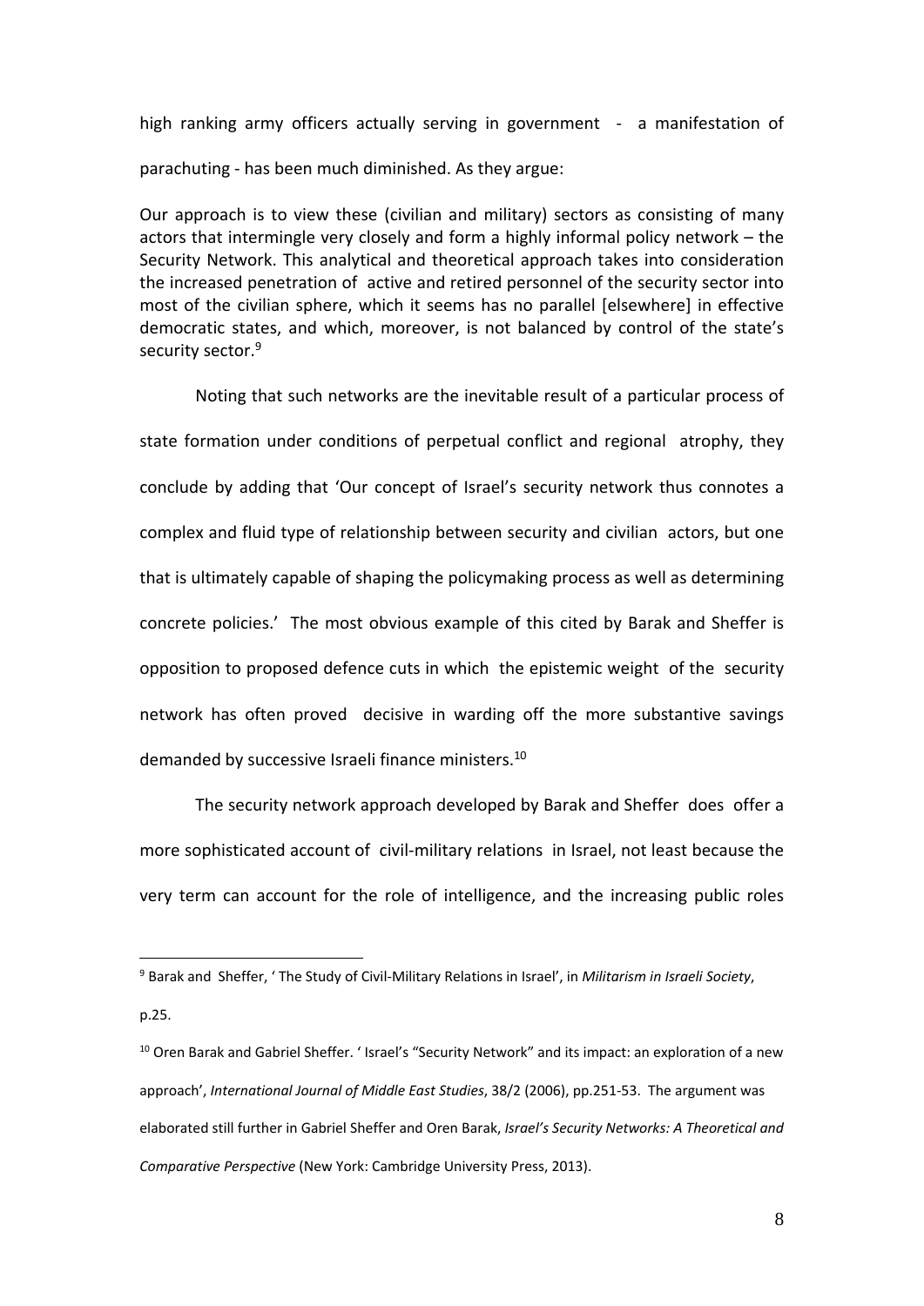high ranking army officers actually serving in government - a manifestation of parachuting - has been much diminished. As they argue:

> Our approach is to view these (civilian and military) sectors as consisting of many actors that intermingle very closely and form a highly informal policy network – the Security Network. This analytical and theoretical approach takes into consideration the increased penetration of active and retired personnel of the security sector into most of the civilian sphere, which it seems has no parallel [elsewhere] in effective democratic states, and which, moreover, is not balanced by control of the state's security sector.[9]

Noting that such networks are the inevitable result of a particular process of state formation under conditions of perpetual conflict and regional atrophy, they conclude by adding that 'Our concept of Israel's security network thus connotes a complex and fluid type of relationship between security and civilian actors, but one that is ultimately capable of shaping the policymaking process as well as determining concrete policies.' The most obvious example of this cited by Barak and Sheffer is opposition to proposed defence cuts in which the epistemic weight of the security network has often proved decisive in warding off the more substantive savings demanded by successive Israeli finance ministers.[10]

The security network approach developed by Barak and Sheffer does offer a more sophisticated account of civil-military relations in Israel, not least because the very term can account for the role of intelligence, and the increasing public roles

---

[9] Barak and Sheffer, ' The Study of Civil-Military Relations in Israel', in *Militarism in Israeli Society*, p.25.

[10] Oren Barak and Gabriel Sheffer. ' Israel's "Security Network" and its impact: an exploration of a new approach', *International Journal of Middle East Studies*, 38/2 (2006), pp.251-53. The argument was elaborated still further in Gabriel Sheffer and Oren Barak, *Israel's Security Networks: A Theoretical and Comparative Perspective* (New York: Cambridge University Press, 2013).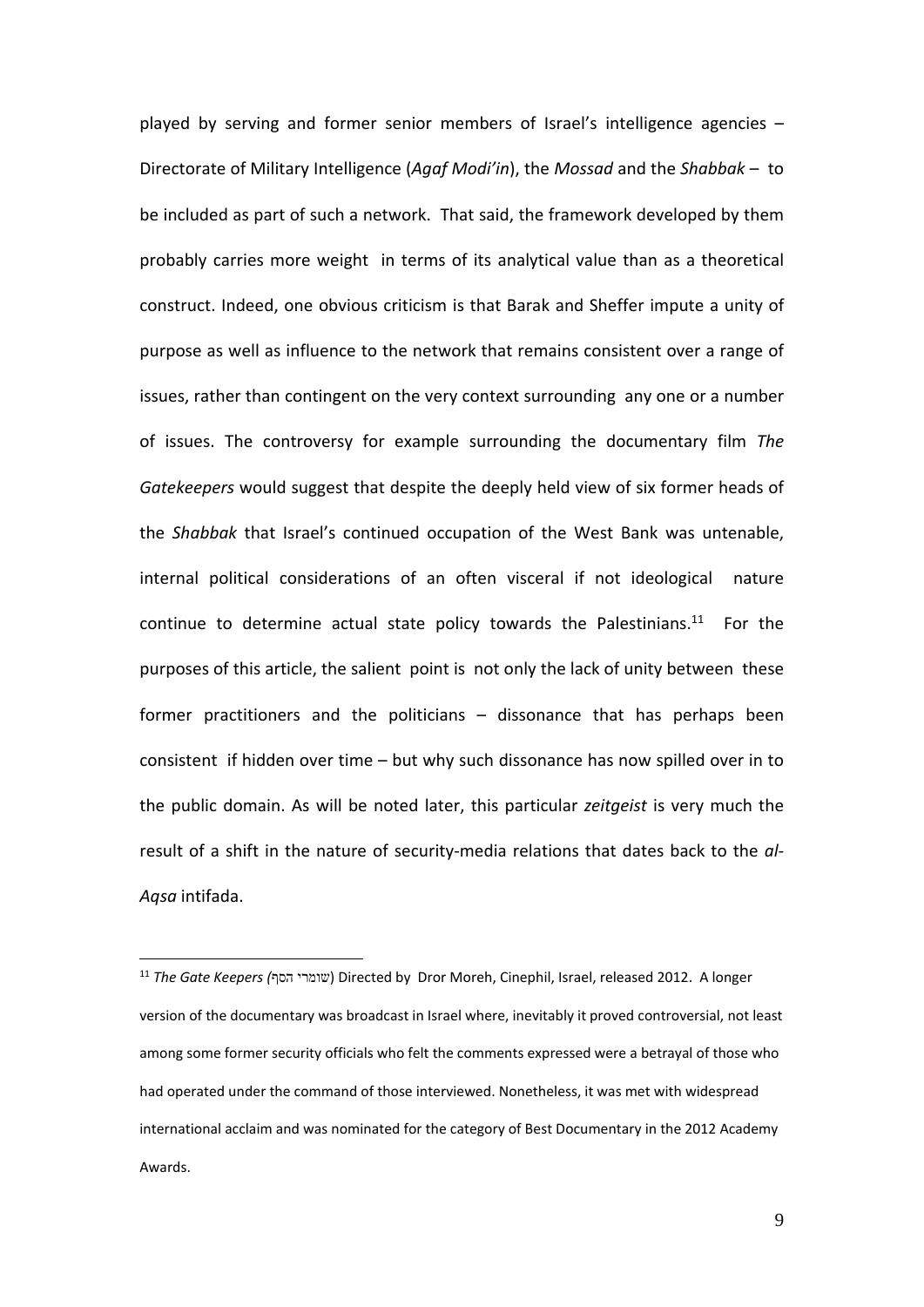played by serving and former senior members of Israel's intelligence agencies – Directorate of Military Intelligence (*Agaf Modi'in*), the *Mossad* and the *Shabbak* – to be included as part of such a network. That said, the framework developed by them probably carries more weight in terms of its analytical value than as a theoretical construct. Indeed, one obvious criticism is that Barak and Sheffer impute a unity of purpose as well as influence to the network that remains consistent over a range of issues, rather than contingent on the very context surrounding any one or a number of issues. The controversy for example surrounding the documentary film *The Gatekeepers* would suggest that despite the deeply held view of six former heads of the *Shabbak* that Israel's continued occupation of the West Bank was untenable, internal political considerations of an often visceral if not ideological nature continue to determine actual state policy towards the Palestinians.[11] For the purposes of this article, the salient point is not only the lack of unity between these former practitioners and the politicians – dissonance that has perhaps been consistent if hidden over time – but why such dissonance has now spilled over in to the public domain. As will be noted later, this particular *zeitgeist* is very much the result of a shift in the nature of security-media relations that dates back to the *al-Aqsa* intifada.

---

[11] *The Gate Keepers (*שומרי הסף) Directed by Dror Moreh, Cinephil, Israel, released 2012. A longer version of the documentary was broadcast in Israel where, inevitably it proved controversial, not least among some former security officials who felt the comments expressed were a betrayal of those who had operated under the command of those interviewed. Nonetheless, it was met with widespread international acclaim and was nominated for the category of Best Documentary in the 2012 Academy Awards.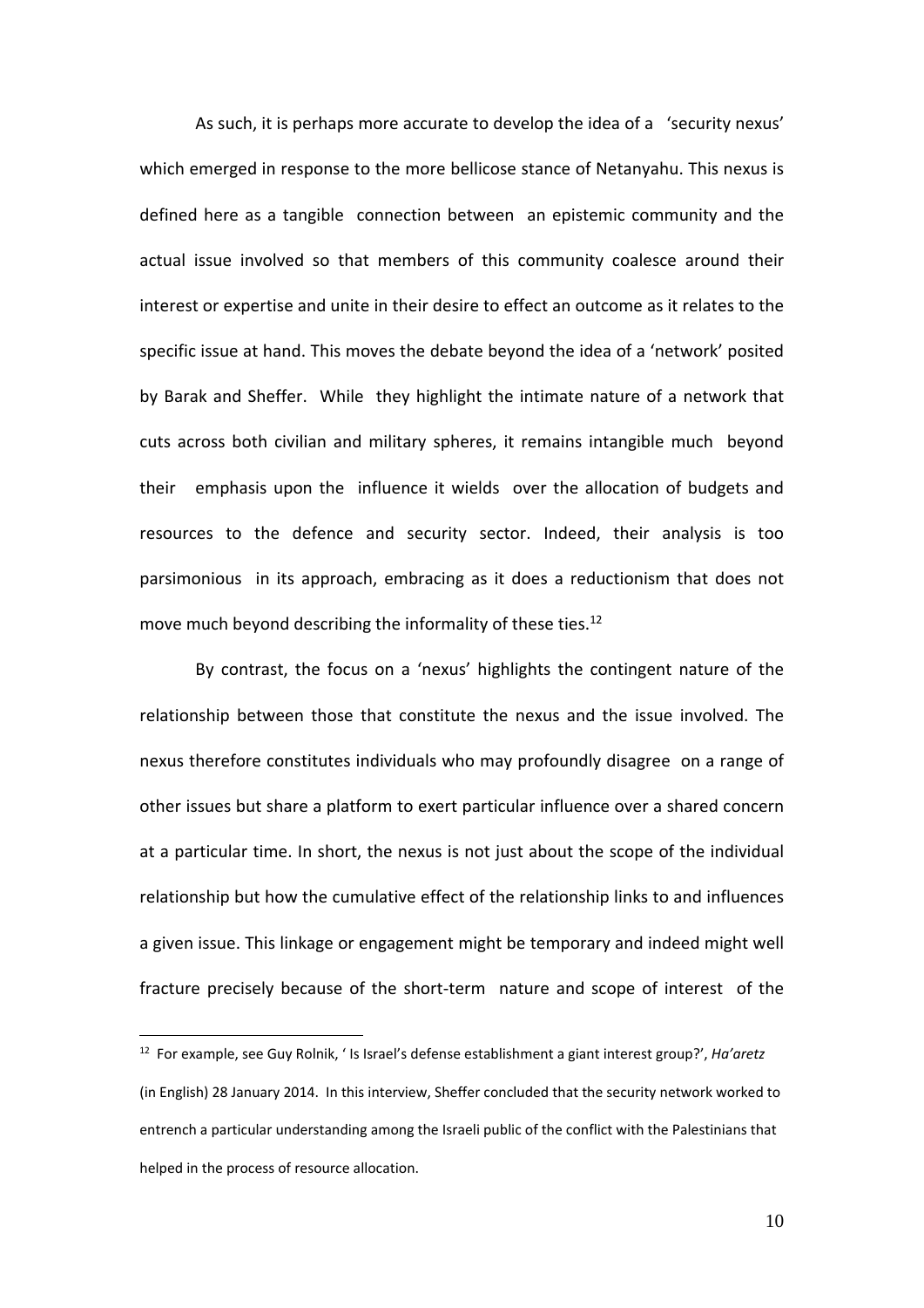As such, it is perhaps more accurate to develop the idea of a 'security nexus' which emerged in response to the more bellicose stance of Netanyahu. This nexus is defined here as a tangible connection between an epistemic community and the actual issue involved so that members of this community coalesce around their interest or expertise and unite in their desire to effect an outcome as it relates to the specific issue at hand. This moves the debate beyond the idea of a 'network' posited by Barak and Sheffer. While they highlight the intimate nature of a network that cuts across both civilian and military spheres, it remains intangible much beyond their emphasis upon the influence it wields over the allocation of budgets and resources to the defence and security sector. Indeed, their analysis is too parsimonious in its approach, embracing as it does a reductionism that does not move much beyond describing the informality of these ties.[12]

By contrast, the focus on a 'nexus' highlights the contingent nature of the relationship between those that constitute the nexus and the issue involved. The nexus therefore constitutes individuals who may profoundly disagree on a range of other issues but share a platform to exert particular influence over a shared concern at a particular time. In short, the nexus is not just about the scope of the individual relationship but how the cumulative effect of the relationship links to and influences a given issue. This linkage or engagement might be temporary and indeed might well fracture precisely because of the short-term nature and scope of interest of the

[12] For example, see Guy Rolnik, ' Is Israel's defense establishment a giant interest group?', *Ha'aretz* (in English) 28 January 2014. In this interview, Sheffer concluded that the security network worked to entrench a particular understanding among the Israeli public of the conflict with the Palestinians that helped in the process of resource allocation.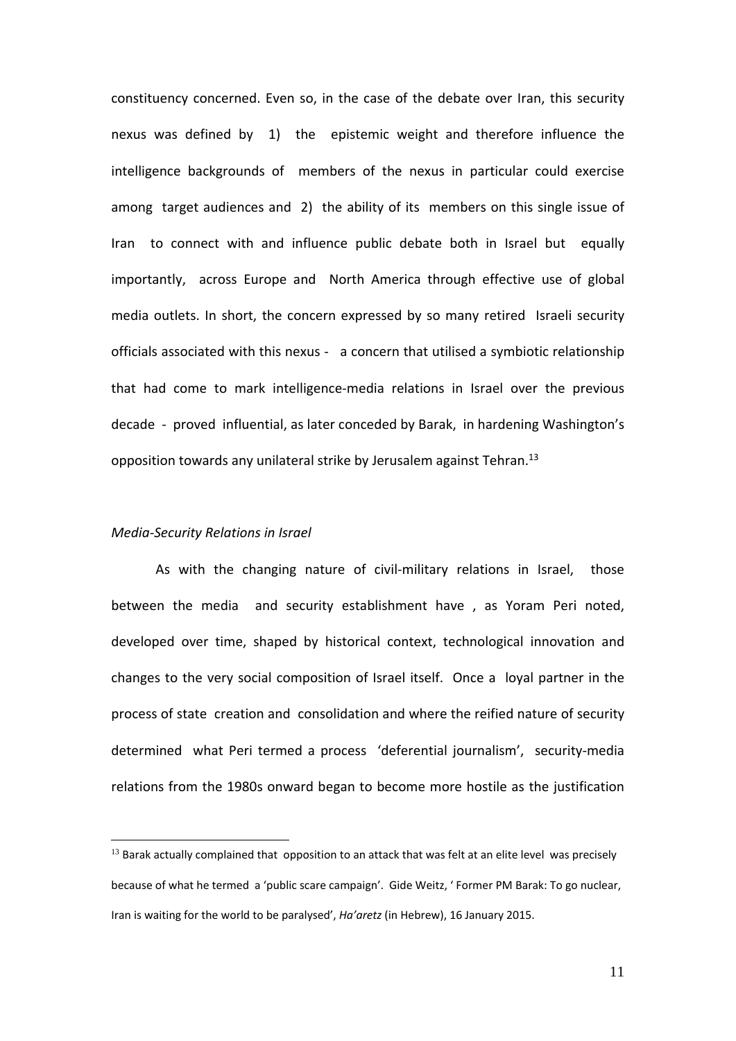constituency concerned. Even so, in the case of the debate over Iran, this security nexus was defined by 1) the epistemic weight and therefore influence the intelligence backgrounds of members of the nexus in particular could exercise among target audiences and 2) the ability of its members on this single issue of Iran to connect with and influence public debate both in Israel but equally importantly, across Europe and North America through effective use of global media outlets. In short, the concern expressed by so many retired Israeli security officials associated with this nexus - a concern that utilised a symbiotic relationship that had come to mark intelligence-media relations in Israel over the previous decade - proved influential, as later conceded by Barak, in hardening Washington's opposition towards any unilateral strike by Jerusalem against Tehran.[13]

### *Media-Security Relations in Israel*

As with the changing nature of civil-military relations in Israel, those between the media and security establishment have , as Yoram Peri noted, developed over time, shaped by historical context, technological innovation and changes to the very social composition of Israel itself. Once a loyal partner in the process of state creation and consolidation and where the reified nature of security determined what Peri termed a process 'deferential journalism', security-media relations from the 1980s onward began to become more hostile as the justification

---

[13] Barak actually complained that opposition to an attack that was felt at an elite level was precisely because of what he termed a 'public scare campaign'. Gide Weitz, ' Former PM Barak: To go nuclear, Iran is waiting for the world to be paralysed', *Ha'aretz* (in Hebrew), 16 January 2015.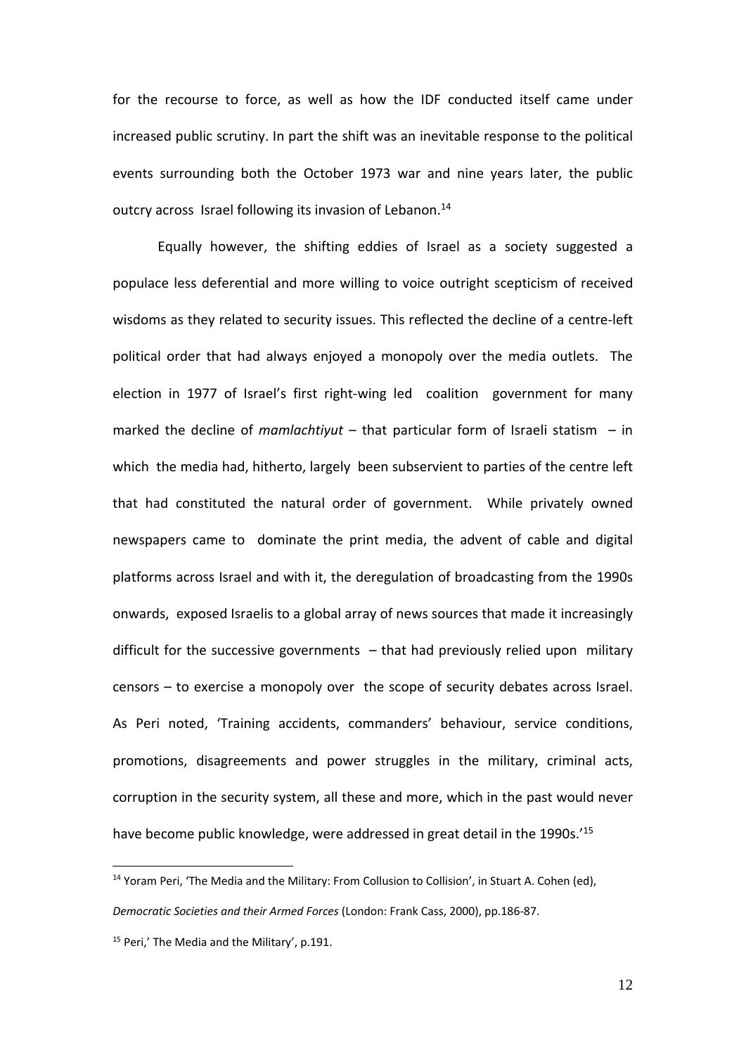for the recourse to force, as well as how the IDF conducted itself came under increased public scrutiny. In part the shift was an inevitable response to the political events surrounding both the October 1973 war and nine years later, the public outcry across Israel following its invasion of Lebanon.[14]

Equally however, the shifting eddies of Israel as a society suggested a populace less deferential and more willing to voice outright scepticism of received wisdoms as they related to security issues. This reflected the decline of a centre-left political order that had always enjoyed a monopoly over the media outlets. The election in 1977 of Israel's first right-wing led coalition government for many marked the decline of *mamlachtiyut* – that particular form of Israeli statism – in which the media had, hitherto, largely been subservient to parties of the centre left that had constituted the natural order of government. While privately owned newspapers came to dominate the print media, the advent of cable and digital platforms across Israel and with it, the deregulation of broadcasting from the 1990s onwards, exposed Israelis to a global array of news sources that made it increasingly difficult for the successive governments – that had previously relied upon military censors – to exercise a monopoly over the scope of security debates across Israel. As Peri noted, 'Training accidents, commanders' behaviour, service conditions, promotions, disagreements and power struggles in the military, criminal acts, corruption in the security system, all these and more, which in the past would never have become public knowledge, were addressed in great detail in the 1990s.'[15]

---

[14] Yoram Peri, 'The Media and the Military: From Collusion to Collision', in Stuart A. Cohen (ed), *Democratic Societies and their Armed Forces* (London: Frank Cass, 2000), pp.186-87.

[15] Peri,' The Media and the Military', p.191.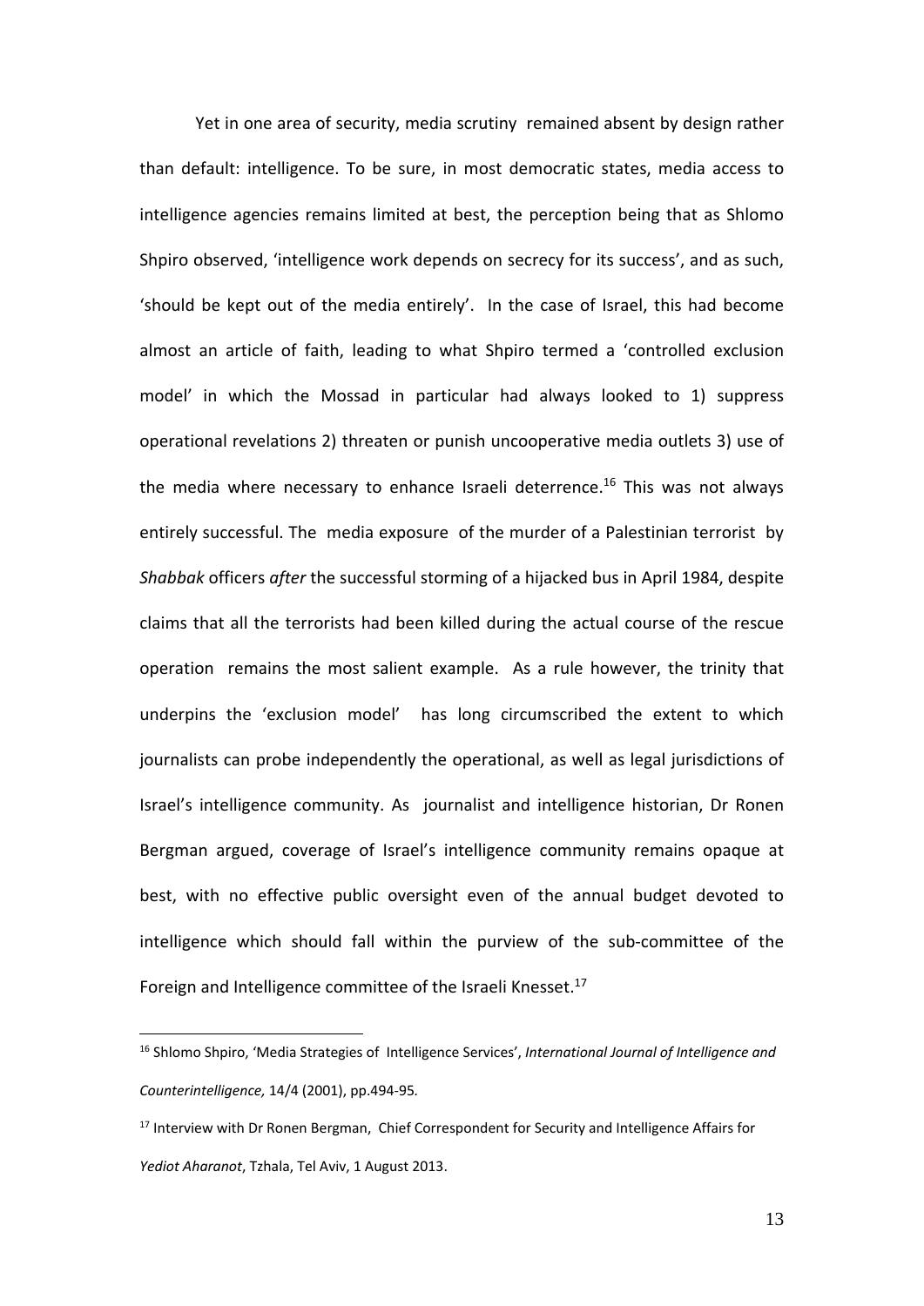Yet in one area of security, media scrutiny remained absent by design rather than default: intelligence. To be sure, in most democratic states, media access to intelligence agencies remains limited at best, the perception being that as Shlomo Shpiro observed, 'intelligence work depends on secrecy for its success', and as such, 'should be kept out of the media entirely'. In the case of Israel, this had become almost an article of faith, leading to what Shpiro termed a 'controlled exclusion model' in which the Mossad in particular had always looked to 1) suppress operational revelations 2) threaten or punish uncooperative media outlets 3) use of the media where necessary to enhance Israeli deterrence.[16] This was not always entirely successful. The media exposure of the murder of a Palestinian terrorist by *Shabbak* officers *after* the successful storming of a hijacked bus in April 1984, despite claims that all the terrorists had been killed during the actual course of the rescue operation remains the most salient example. As a rule however, the trinity that underpins the 'exclusion model' has long circumscribed the extent to which journalists can probe independently the operational, as well as legal jurisdictions of Israel's intelligence community. As journalist and intelligence historian, Dr Ronen Bergman argued, coverage of Israel's intelligence community remains opaque at best, with no effective public oversight even of the annual budget devoted to intelligence which should fall within the purview of the sub-committee of the Foreign and Intelligence committee of the Israeli Knesset.[17]

---

[16] Shlomo Shpiro, 'Media Strategies of Intelligence Services', *International Journal of Intelligence and Counterintelligence,* 14/4 (2001), pp.494-95*.*

[17] Interview with Dr Ronen Bergman, Chief Correspondent for Security and Intelligence Affairs for *Yediot Aharanot*, Tzhala, Tel Aviv, 1 August 2013.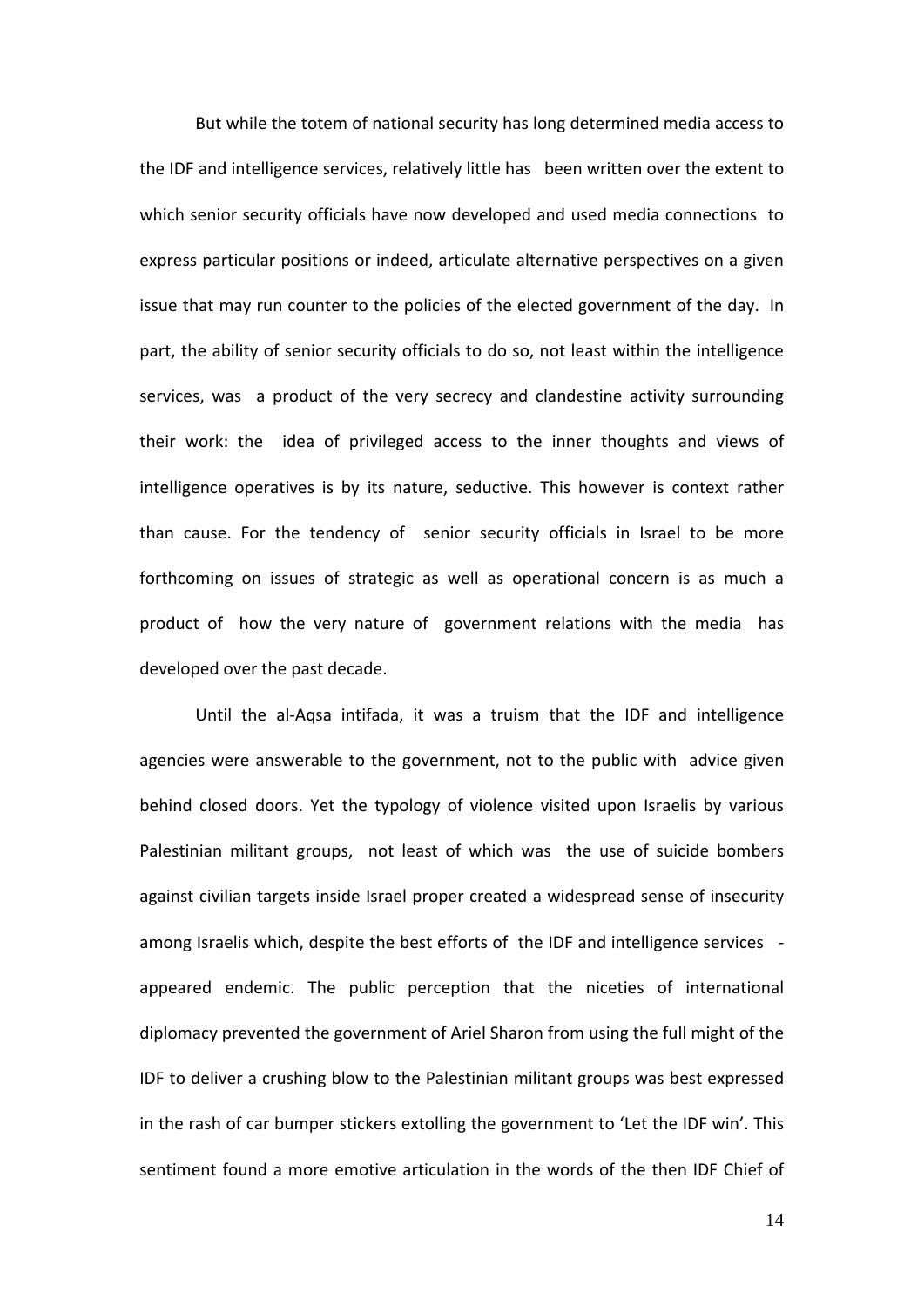But while the totem of national security has long determined media access to the IDF and intelligence services, relatively little has been written over the extent to which senior security officials have now developed and used media connections to express particular positions or indeed, articulate alternative perspectives on a given issue that may run counter to the policies of the elected government of the day. In part, the ability of senior security officials to do so, not least within the intelligence services, was a product of the very secrecy and clandestine activity surrounding their work: the idea of privileged access to the inner thoughts and views of intelligence operatives is by its nature, seductive. This however is context rather than cause. For the tendency of senior security officials in Israel to be more forthcoming on issues of strategic as well as operational concern is as much a product of how the very nature of government relations with the media has developed over the past decade.

Until the al-Aqsa intifada, it was a truism that the IDF and intelligence agencies were answerable to the government, not to the public with advice given behind closed doors. Yet the typology of violence visited upon Israelis by various Palestinian militant groups, not least of which was the use of suicide bombers against civilian targets inside Israel proper created a widespread sense of insecurity among Israelis which, despite the best efforts of the IDF and intelligence services - appeared endemic. The public perception that the niceties of international diplomacy prevented the government of Ariel Sharon from using the full might of the IDF to deliver a crushing blow to the Palestinian militant groups was best expressed in the rash of car bumper stickers extolling the government to 'Let the IDF win'. This sentiment found a more emotive articulation in the words of the then IDF Chief of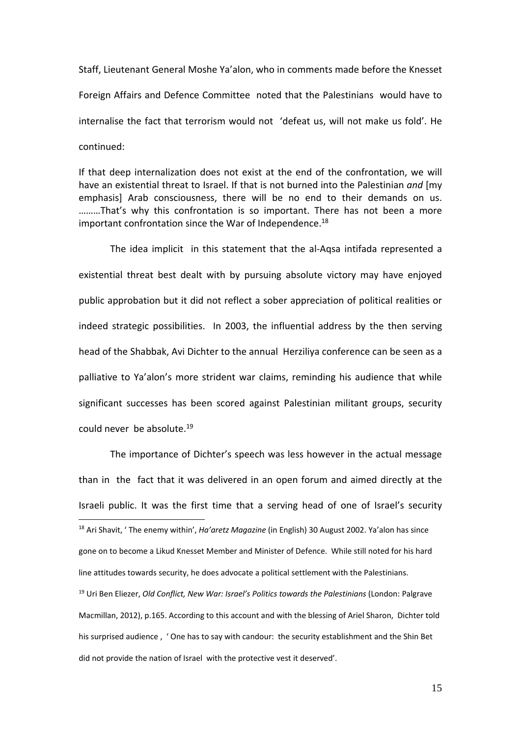Staff, Lieutenant General Moshe Ya'alon, who in comments made before the Knesset Foreign Affairs and Defence Committee noted that the Palestinians would have to internalise the fact that terrorism would not 'defeat us, will not make us fold'. He continued:

If that deep internalization does not exist at the end of the confrontation, we will have an existential threat to Israel. If that is not burned into the Palestinian *and* [my emphasis] Arab consciousness, there will be no end to their demands on us. .........That's why this confrontation is so important. There has not been a more important confrontation since the War of Independence.[18]

The idea implicit in this statement that the al-Aqsa intifada represented a existential threat best dealt with by pursuing absolute victory may have enjoyed public approbation but it did not reflect a sober appreciation of political realities or indeed strategic possibilities. In 2003, the influential address by the then serving head of the Shabbak, Avi Dichter to the annual Herziliya conference can be seen as a palliative to Ya'alon's more strident war claims, reminding his audience that while significant successes has been scored against Palestinian militant groups, security could never be absolute.[19]

The importance of Dichter's speech was less however in the actual message than in the fact that it was delivered in an open forum and aimed directly at the Israeli public. It was the first time that a serving head of one of Israel's security

[18] Ari Shavit, ' The enemy within', *Ha'aretz Magazine* (in English) 30 August 2002. Ya'alon has since gone on to become a Likud Knesset Member and Minister of Defence. While still noted for his hard line attitudes towards security, he does advocate a political settlement with the Palestinians.

[19] Uri Ben Eliezer, *Old Conflict, New War: Israel's Politics towards the Palestinians* (London: Palgrave Macmillan, 2012), p.165. According to this account and with the blessing of Ariel Sharon, Dichter told his surprised audience , ' One has to say with candour: the security establishment and the Shin Bet did not provide the nation of Israel with the protective vest it deserved'.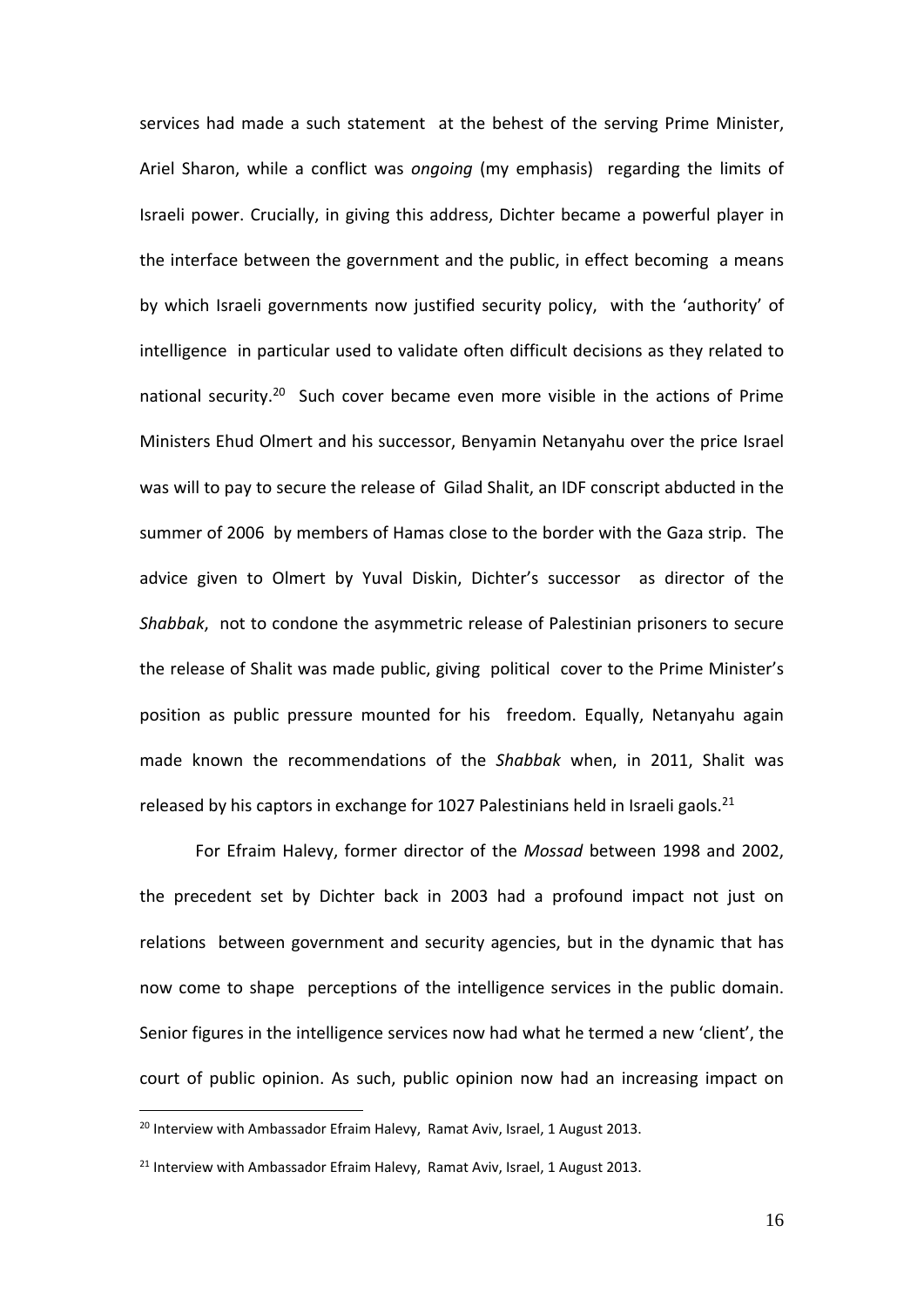services had made a such statement at the behest of the serving Prime Minister, Ariel Sharon, while a conflict was *ongoing* (my emphasis) regarding the limits of Israeli power. Crucially, in giving this address, Dichter became a powerful player in the interface between the government and the public, in effect becoming a means by which Israeli governments now justified security policy, with the 'authority' of intelligence in particular used to validate often difficult decisions as they related to national security.[20] Such cover became even more visible in the actions of Prime Ministers Ehud Olmert and his successor, Benyamin Netanyahu over the price Israel was will to pay to secure the release of Gilad Shalit, an IDF conscript abducted in the summer of 2006 by members of Hamas close to the border with the Gaza strip. The advice given to Olmert by Yuval Diskin, Dichter's successor as director of the *Shabbak*, not to condone the asymmetric release of Palestinian prisoners to secure the release of Shalit was made public, giving political cover to the Prime Minister's position as public pressure mounted for his freedom. Equally, Netanyahu again made known the recommendations of the *Shabbak* when, in 2011, Shalit was released by his captors in exchange for 1027 Palestinians held in Israeli gaols.[21]

For Efraim Halevy, former director of the *Mossad* between 1998 and 2002, the precedent set by Dichter back in 2003 had a profound impact not just on relations between government and security agencies, but in the dynamic that has now come to shape perceptions of the intelligence services in the public domain. Senior figures in the intelligence services now had what he termed a new 'client', the court of public opinion. As such, public opinion now had an increasing impact on

[20] Interview with Ambassador Efraim Halevy, Ramat Aviv, Israel, 1 August 2013.

[21] Interview with Ambassador Efraim Halevy, Ramat Aviv, Israel, 1 August 2013.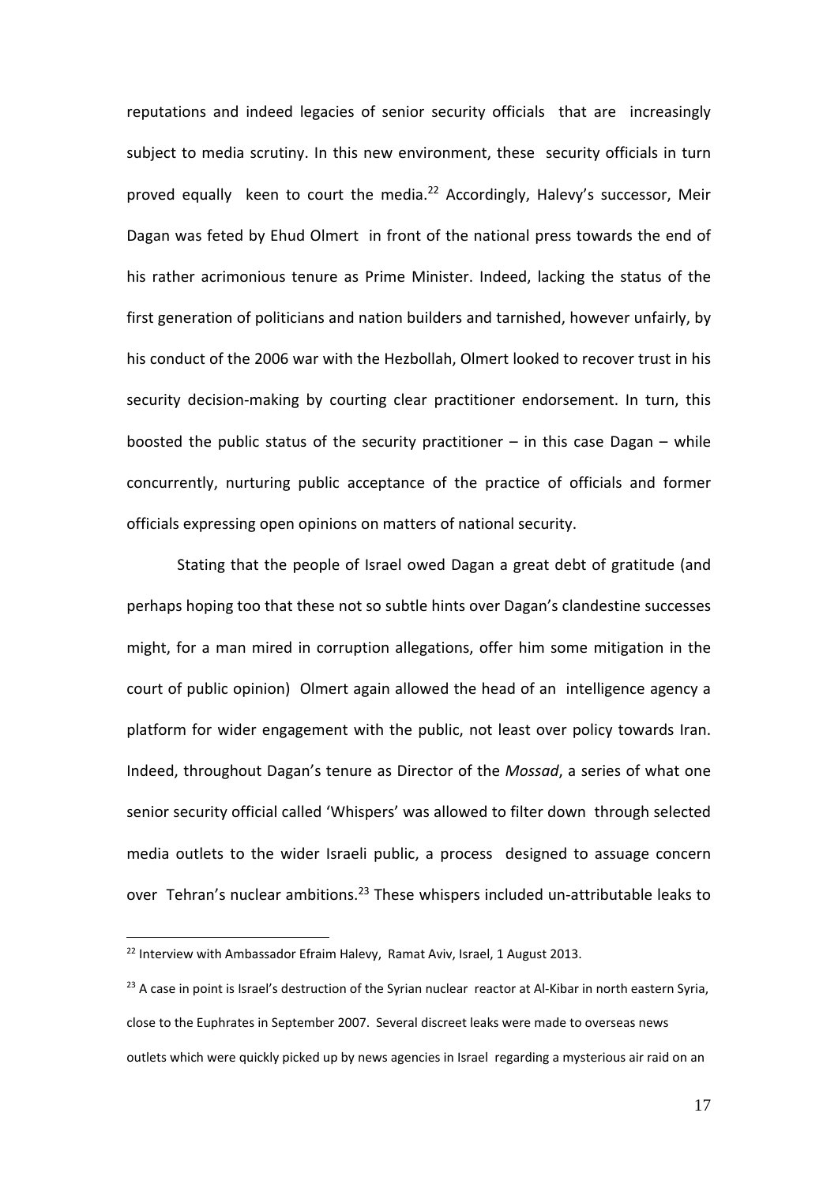reputations and indeed legacies of senior security officials that are increasingly subject to media scrutiny. In this new environment, these security officials in turn proved equally keen to court the media.[22] Accordingly, Halevy's successor, Meir Dagan was feted by Ehud Olmert in front of the national press towards the end of his rather acrimonious tenure as Prime Minister. Indeed, lacking the status of the first generation of politicians and nation builders and tarnished, however unfairly, by his conduct of the 2006 war with the Hezbollah, Olmert looked to recover trust in his security decision-making by courting clear practitioner endorsement. In turn, this boosted the public status of the security practitioner – in this case Dagan – while concurrently, nurturing public acceptance of the practice of officials and former officials expressing open opinions on matters of national security.

Stating that the people of Israel owed Dagan a great debt of gratitude (and perhaps hoping too that these not so subtle hints over Dagan's clandestine successes might, for a man mired in corruption allegations, offer him some mitigation in the court of public opinion) Olmert again allowed the head of an intelligence agency a platform for wider engagement with the public, not least over policy towards Iran. Indeed, throughout Dagan's tenure as Director of the *Mossad*, a series of what one senior security official called 'Whispers' was allowed to filter down through selected media outlets to the wider Israeli public, a process designed to assuage concern over Tehran's nuclear ambitions.[23] These whispers included un-attributable leaks to

[22] Interview with Ambassador Efraim Halevy, Ramat Aviv, Israel, 1 August 2013.

[23] A case in point is Israel's destruction of the Syrian nuclear reactor at Al-Kibar in north eastern Syria, close to the Euphrates in September 2007. Several discreet leaks were made to overseas news outlets which were quickly picked up by news agencies in Israel regarding a mysterious air raid on an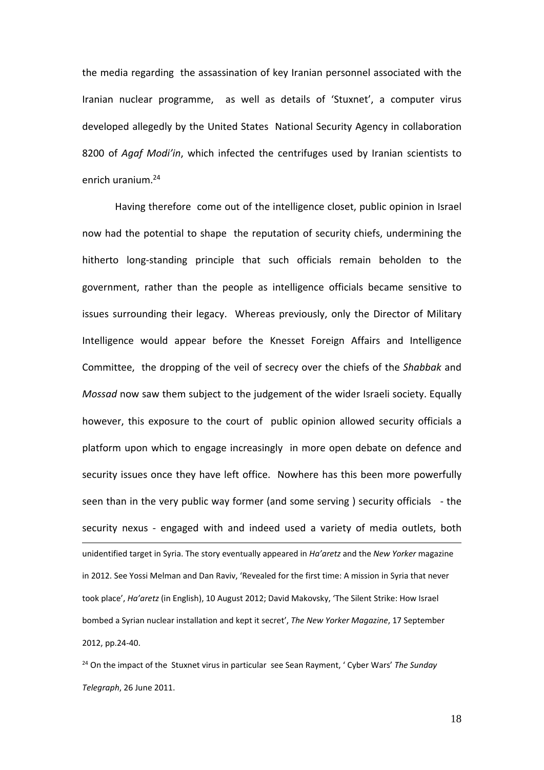the media regarding the assassination of key Iranian personnel associated with the Iranian nuclear programme, as well as details of 'Stuxnet', a computer virus developed allegedly by the United States National Security Agency in collaboration 8200 of *Agaf Modi'in*, which infected the centrifuges used by Iranian scientists to enrich uranium.[24]

Having therefore come out of the intelligence closet, public opinion in Israel now had the potential to shape the reputation of security chiefs, undermining the hitherto long-standing principle that such officials remain beholden to the government, rather than the people as intelligence officials became sensitive to issues surrounding their legacy. Whereas previously, only the Director of Military Intelligence would appear before the Knesset Foreign Affairs and Intelligence Committee, the dropping of the veil of secrecy over the chiefs of the *Shabbak* and *Mossad* now saw them subject to the judgement of the wider Israeli society. Equally however, this exposure to the court of public opinion allowed security officials a platform upon which to engage increasingly in more open debate on defence and security issues once they have left office. Nowhere has this been more powerfully seen than in the very public way former (and some serving ) security officials - the security nexus - engaged with and indeed used a variety of media outlets, both

---

unidentified target in Syria. The story eventually appeared in *Ha'aretz* and the *New Yorker* magazine in 2012. See Yossi Melman and Dan Raviv, 'Revealed for the first time: A mission in Syria that never took place', *Ha'aretz* (in English), 10 August 2012; David Makovsky, 'The Silent Strike: How Israel bombed a Syrian nuclear installation and kept it secret', *The New Yorker Magazine*, 17 September 2012, pp.24-40.

[24] On the impact of the Stuxnet virus in particular see Sean Rayment, ' Cyber Wars' *The Sunday Telegraph*, 26 June 2011.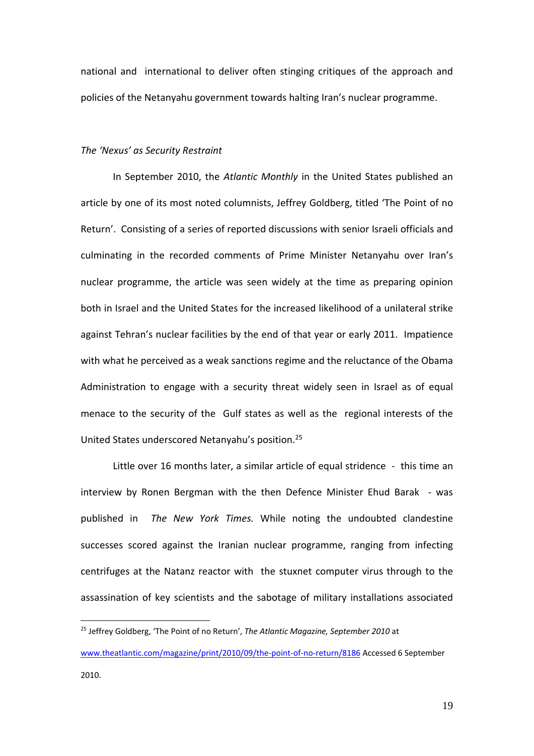national and international to deliver often stinging critiques of the approach and policies of the Netanyahu government towards halting Iran's nuclear programme.

*The 'Nexus' as Security Restraint*

In September 2010, the *Atlantic Monthly* in the United States published an article by one of its most noted columnists, Jeffrey Goldberg, titled 'The Point of no Return'. Consisting of a series of reported discussions with senior Israeli officials and culminating in the recorded comments of Prime Minister Netanyahu over Iran's nuclear programme, the article was seen widely at the time as preparing opinion both in Israel and the United States for the increased likelihood of a unilateral strike against Tehran's nuclear facilities by the end of that year or early 2011. Impatience with what he perceived as a weak sanctions regime and the reluctance of the Obama Administration to engage with a security threat widely seen in Israel as of equal menace to the security of the Gulf states as well as the regional interests of the United States underscored Netanyahu's position.[25]

Little over 16 months later, a similar article of equal stridence - this time an interview by Ronen Bergman with the then Defence Minister Ehud Barak - was published in *The New York Times.* While noting the undoubted clandestine successes scored against the Iranian nuclear programme, ranging from infecting centrifuges at the Natanz reactor with the stuxnet computer virus through to the assassination of key scientists and the sabotage of military installations associated

---

[25] Jeffrey Goldberg, 'The Point of no Return', *The Atlantic Magazine, September 2010* at www.theatlantic.com/magazine/print/2010/09/the-point-of-no-return/8186 Accessed 6 September 2010.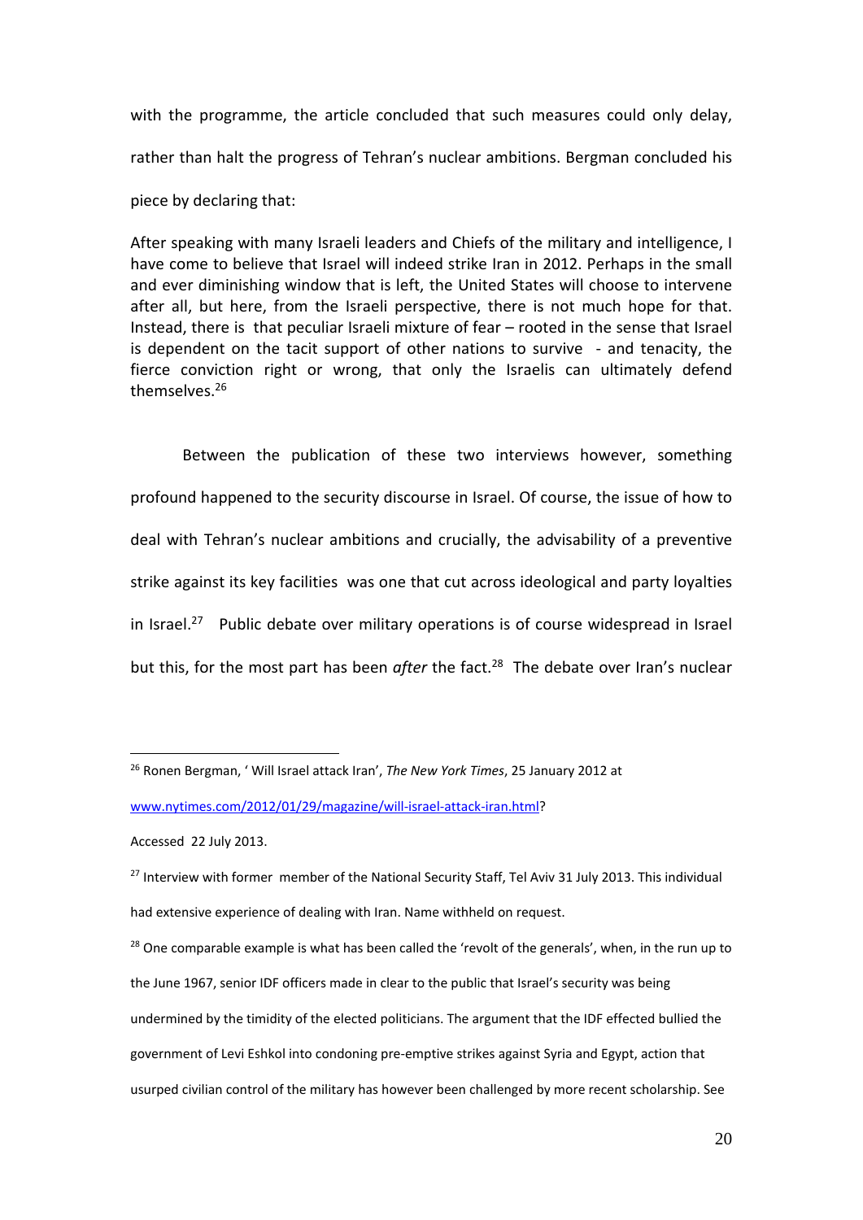with the programme, the article concluded that such measures could only delay, rather than halt the progress of Tehran's nuclear ambitions. Bergman concluded his piece by declaring that:

> After speaking with many Israeli leaders and Chiefs of the military and intelligence, I have come to believe that Israel will indeed strike Iran in 2012. Perhaps in the small and ever diminishing window that is left, the United States will choose to intervene after all, but here, from the Israeli perspective, there is not much hope for that. Instead, there is that peculiar Israeli mixture of fear – rooted in the sense that Israel is dependent on the tacit support of other nations to survive - and tenacity, the fierce conviction right or wrong, that only the Israelis can ultimately defend themselves.[26]

Between the publication of these two interviews however, something profound happened to the security discourse in Israel. Of course, the issue of how to deal with Tehran's nuclear ambitions and crucially, the advisability of a preventive strike against its key facilities was one that cut across ideological and party loyalties in Israel.[27] Public debate over military operations is of course widespread in Israel but this, for the most part has been *after* the fact.[28] The debate over Iran's nuclear

---

[26] Ronen Bergman, ' Will Israel attack Iran', *The New York Times*, 25 January 2012 at www.nytimes.com/2012/01/29/magazine/will-israel-attack-iran.html?

Accessed 22 July 2013.

[27] Interview with former member of the National Security Staff, Tel Aviv 31 July 2013. This individual had extensive experience of dealing with Iran. Name withheld on request.

[28] One comparable example is what has been called the 'revolt of the generals', when, in the run up to the June 1967, senior IDF officers made in clear to the public that Israel's security was being undermined by the timidity of the elected politicians. The argument that the IDF effected bullied the government of Levi Eshkol into condoning pre-emptive strikes against Syria and Egypt, action that usurped civilian control of the military has however been challenged by more recent scholarship. See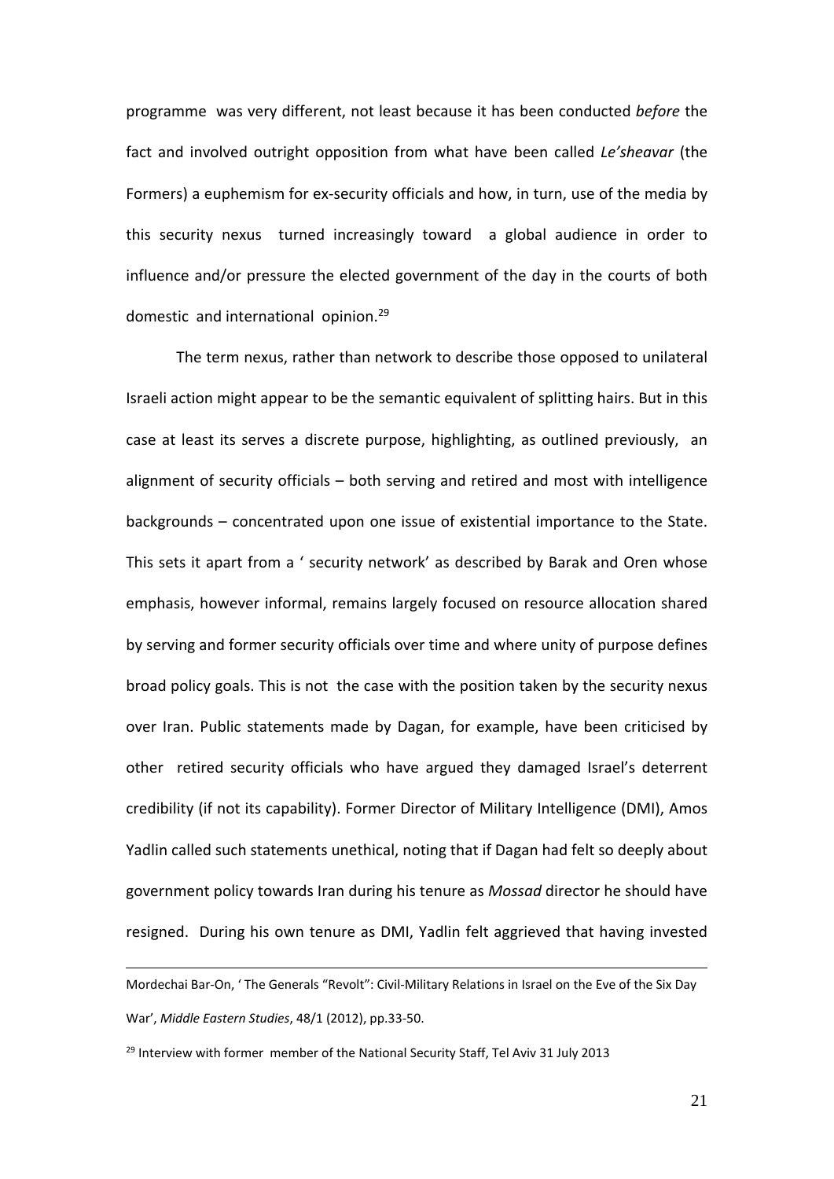programme was very different, not least because it has been conducted *before* the fact and involved outright opposition from what have been called *Le'sheavar* (the Formers) a euphemism for ex-security officials and how, in turn, use of the media by this security nexus turned increasingly toward a global audience in order to influence and/or pressure the elected government of the day in the courts of both domestic and international opinion.[29]

The term nexus, rather than network to describe those opposed to unilateral Israeli action might appear to be the semantic equivalent of splitting hairs. But in this case at least its serves a discrete purpose, highlighting, as outlined previously, an alignment of security officials – both serving and retired and most with intelligence backgrounds – concentrated upon one issue of existential importance to the State. This sets it apart from a ' security network' as described by Barak and Oren whose emphasis, however informal, remains largely focused on resource allocation shared by serving and former security officials over time and where unity of purpose defines broad policy goals. This is not the case with the position taken by the security nexus over Iran. Public statements made by Dagan, for example, have been criticised by other retired security officials who have argued they damaged Israel's deterrent credibility (if not its capability). Former Director of Military Intelligence (DMI), Amos Yadlin called such statements unethical, noting that if Dagan had felt so deeply about government policy towards Iran during his tenure as *Mossad* director he should have resigned. During his own tenure as DMI, Yadlin felt aggrieved that having invested

---

Mordechai Bar-On, ' The Generals "Revolt": Civil-Military Relations in Israel on the Eve of the Six Day War', *Middle Eastern Studies*, 48/1 (2012), pp.33-50.

[29] Interview with former member of the National Security Staff, Tel Aviv 31 July 2013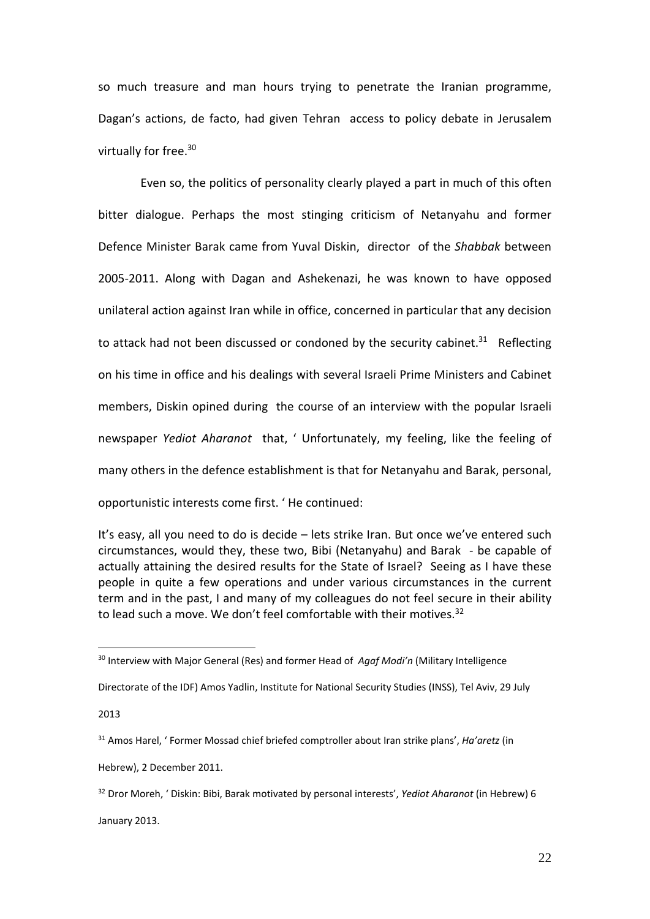so much treasure and man hours trying to penetrate the Iranian programme, Dagan's actions, de facto, had given Tehran access to policy debate in Jerusalem virtually for free.[30]

Even so, the politics of personality clearly played a part in much of this often bitter dialogue. Perhaps the most stinging criticism of Netanyahu and former Defence Minister Barak came from Yuval Diskin, director of the *Shabbak* between 2005-2011. Along with Dagan and Ashekenazi, he was known to have opposed unilateral action against Iran while in office, concerned in particular that any decision to attack had not been discussed or condoned by the security cabinet.[31] Reflecting on his time in office and his dealings with several Israeli Prime Ministers and Cabinet members, Diskin opined during the course of an interview with the popular Israeli newspaper *Yediot Aharanot* that, ' Unfortunately, my feeling, like the feeling of many others in the defence establishment is that for Netanyahu and Barak, personal, opportunistic interests come first. ' He continued:

> It's easy, all you need to do is decide – lets strike Iran. But once we've entered such circumstances, would they, these two, Bibi (Netanyahu) and Barak - be capable of actually attaining the desired results for the State of Israel? Seeing as I have these people in quite a few operations and under various circumstances in the current term and in the past, I and many of my colleagues do not feel secure in their ability to lead such a move. We don't feel comfortable with their motives.[32]

---

[30] Interview with Major General (Res) and former Head of *Agaf Modi'n* (Military Intelligence Directorate of the IDF) Amos Yadlin, Institute for National Security Studies (INSS), Tel Aviv, 29 July 2013

[31] Amos Harel, ' Former Mossad chief briefed comptroller about Iran strike plans', *Ha'aretz* (in Hebrew), 2 December 2011.

[32] Dror Moreh, ' Diskin: Bibi, Barak motivated by personal interests', *Yediot Aharanot* (in Hebrew) 6 January 2013.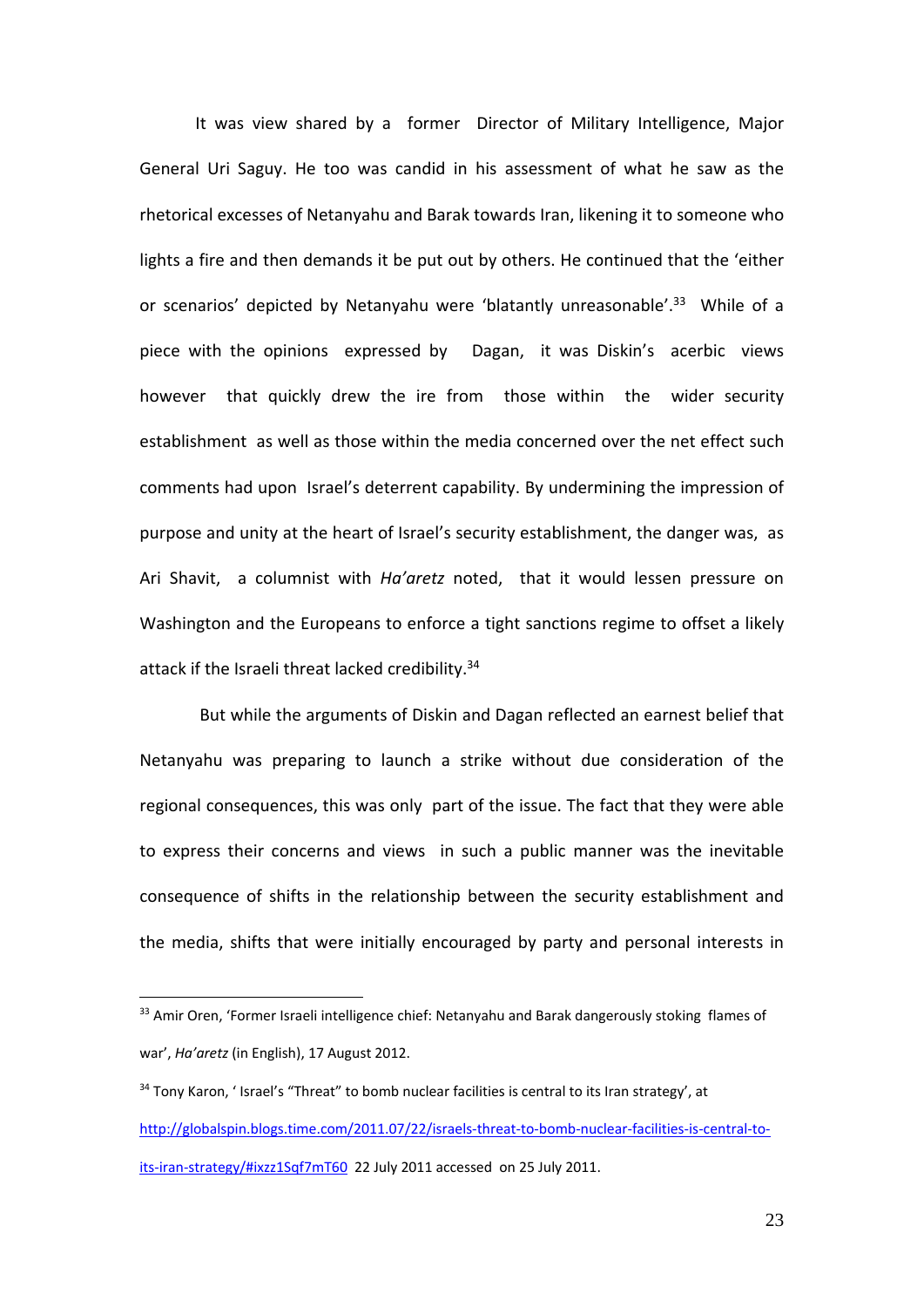It was view shared by a former Director of Military Intelligence, Major General Uri Saguy. He too was candid in his assessment of what he saw as the rhetorical excesses of Netanyahu and Barak towards Iran, likening it to someone who lights a fire and then demands it be put out by others. He continued that the 'either or scenarios' depicted by Netanyahu were 'blatantly unreasonable'.[33] While of a piece with the opinions expressed by Dagan, it was Diskin's acerbic views however that quickly drew the ire from those within the wider security establishment as well as those within the media concerned over the net effect such comments had upon Israel's deterrent capability. By undermining the impression of purpose and unity at the heart of Israel's security establishment, the danger was, as Ari Shavit, a columnist with *Ha'aretz* noted, that it would lessen pressure on Washington and the Europeans to enforce a tight sanctions regime to offset a likely attack if the Israeli threat lacked credibility.[34]

But while the arguments of Diskin and Dagan reflected an earnest belief that Netanyahu was preparing to launch a strike without due consideration of the regional consequences, this was only part of the issue. The fact that they were able to express their concerns and views in such a public manner was the inevitable consequence of shifts in the relationship between the security establishment and the media, shifts that were initially encouraged by party and personal interests in

---

[33] Amir Oren, 'Former Israeli intelligence chief: Netanyahu and Barak dangerously stoking flames of war', *Ha'aretz* (in English), 17 August 2012.

[34] Tony Karon, ' Israel's "Threat" to bomb nuclear facilities is central to its Iran strategy', at http://globalspin.blogs.time.com/2011.07/22/israels-threat-to-bomb-nuclear-facilities-is-central-to-its-iran-strategy/#ixzz1Sqf7mT60 22 July 2011 accessed on 25 July 2011.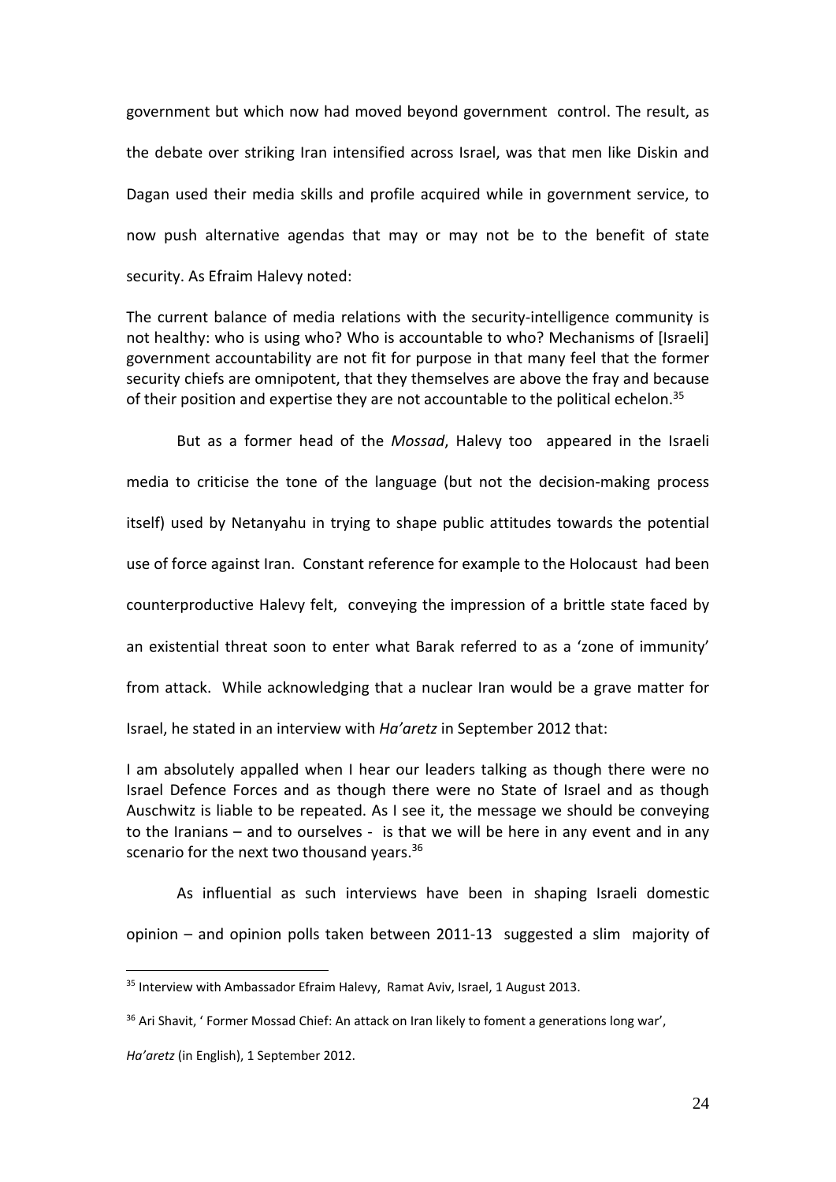government but which now had moved beyond government control. The result, as the debate over striking Iran intensified across Israel, was that men like Diskin and Dagan used their media skills and profile acquired while in government service, to now push alternative agendas that may or may not be to the benefit of state security. As Efraim Halevy noted:

> The current balance of media relations with the security-intelligence community is not healthy: who is using who? Who is accountable to who? Mechanisms of [Israeli] government accountability are not fit for purpose in that many feel that the former security chiefs are omnipotent, that they themselves are above the fray and because of their position and expertise they are not accountable to the political echelon.[35]

But as a former head of the *Mossad*, Halevy too appeared in the Israeli media to criticise the tone of the language (but not the decision-making process itself) used by Netanyahu in trying to shape public attitudes towards the potential use of force against Iran. Constant reference for example to the Holocaust had been counterproductive Halevy felt, conveying the impression of a brittle state faced by an existential threat soon to enter what Barak referred to as a 'zone of immunity' from attack. While acknowledging that a nuclear Iran would be a grave matter for Israel, he stated in an interview with *Ha'aretz* in September 2012 that:

> I am absolutely appalled when I hear our leaders talking as though there were no Israel Defence Forces and as though there were no State of Israel and as though Auschwitz is liable to be repeated. As I see it, the message we should be conveying to the Iranians – and to ourselves - is that we will be here in any event and in any scenario for the next two thousand years.[36]

As influential as such interviews have been in shaping Israeli domestic opinion – and opinion polls taken between 2011-13 suggested a slim majority of

---

[35] Interview with Ambassador Efraim Halevy, Ramat Aviv, Israel, 1 August 2013.

[36] Ari Shavit, ' Former Mossad Chief: An attack on Iran likely to foment a generations long war', *Ha'aretz* (in English), 1 September 2012.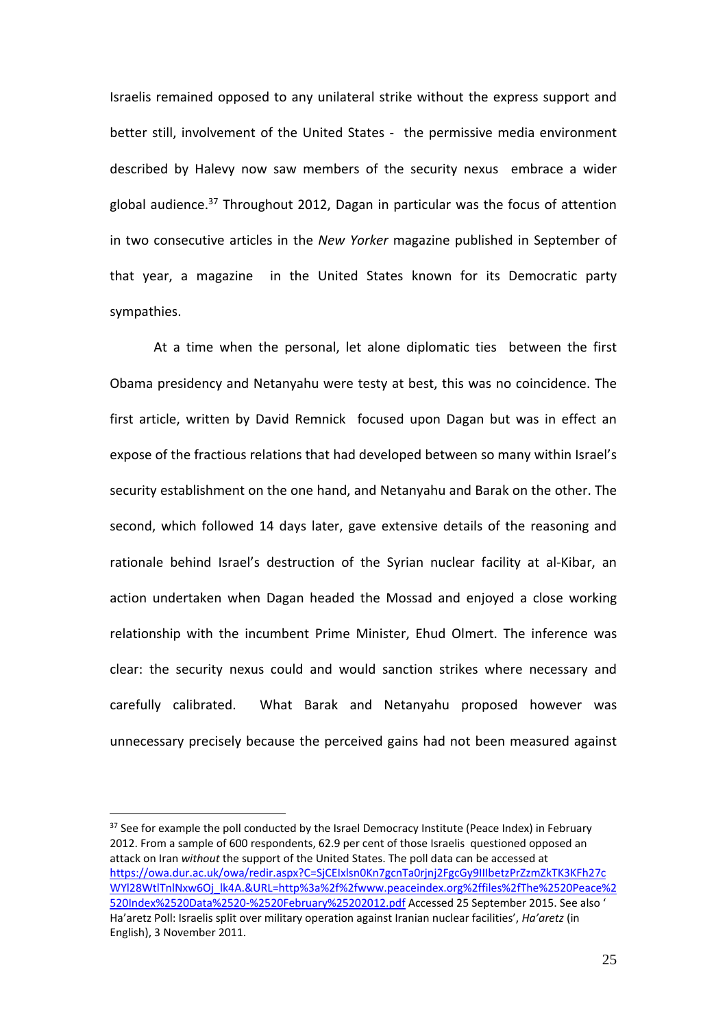Israelis remained opposed to any unilateral strike without the express support and better still, involvement of the United States - the permissive media environment described by Halevy now saw members of the security nexus embrace a wider global audience.[37] Throughout 2012, Dagan in particular was the focus of attention in two consecutive articles in the *New Yorker* magazine published in September of that year, a magazine in the United States known for its Democratic party sympathies.

At a time when the personal, let alone diplomatic ties between the first Obama presidency and Netanyahu were testy at best, this was no coincidence. The first article, written by David Remnick focused upon Dagan but was in effect an expose of the fractious relations that had developed between so many within Israel's security establishment on the one hand, and Netanyahu and Barak on the other. The second, which followed 14 days later, gave extensive details of the reasoning and rationale behind Israel's destruction of the Syrian nuclear facility at al-Kibar, an action undertaken when Dagan headed the Mossad and enjoyed a close working relationship with the incumbent Prime Minister, Ehud Olmert. The inference was clear: the security nexus could and would sanction strikes where necessary and carefully calibrated. What Barak and Netanyahu proposed however was unnecessary precisely because the perceived gains had not been measured against

[37] See for example the poll conducted by the Israel Democracy Institute (Peace Index) in February 2012. From a sample of 600 respondents, 62.9 per cent of those Israelis questioned opposed an attack on Iran *without* the support of the United States. The poll data can be accessed at https://owa.dur.ac.uk/owa/redir.aspx?C=SjCEIxlsn0Kn7gcnTa0rjnj2FgcGy9IIlbetzPrZzmZkTK3KFh27cWYl28WtlTnlNxw6Oj_lk4A.&URL=http%3a%2f%2fwww.peaceindex.org%2ffiles%2fThe%2520Peace%2520Index%2520Data%2520-%2520February%25202012.pdf Accessed 25 September 2015. See also 'Ha'aretz Poll: Israelis split over military operation against Iranian nuclear facilities', *Ha'aretz* (in English), 3 November 2011.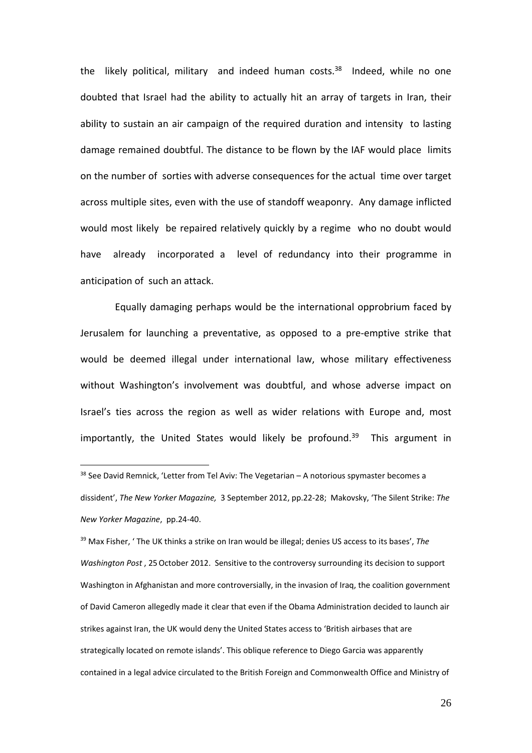the likely political, military and indeed human costs.[38] Indeed, while no one doubted that Israel had the ability to actually hit an array of targets in Iran, their ability to sustain an air campaign of the required duration and intensity to lasting damage remained doubtful. The distance to be flown by the IAF would place limits on the number of sorties with adverse consequences for the actual time over target across multiple sites, even with the use of standoff weaponry. Any damage inflicted would most likely be repaired relatively quickly by a regime who no doubt would have already incorporated a level of redundancy into their programme in anticipation of such an attack.

Equally damaging perhaps would be the international opprobrium faced by Jerusalem for launching a preventative, as opposed to a pre-emptive strike that would be deemed illegal under international law, whose military effectiveness without Washington's involvement was doubtful, and whose adverse impact on Israel's ties across the region as well as wider relations with Europe and, most importantly, the United States would likely be profound.[39] This argument in

---

[38] See David Remnick, 'Letter from Tel Aviv: The Vegetarian – A notorious spymaster becomes a dissident', *The New Yorker Magazine,* 3 September 2012, pp.22-28; Makovsky, 'The Silent Strike: *The New Yorker Magazine*, pp.24-40.

[39] Max Fisher, ' The UK thinks a strike on Iran would be illegal; denies US access to its bases', *The Washington Post* , 25 October 2012. Sensitive to the controversy surrounding its decision to support Washington in Afghanistan and more controversially, in the invasion of Iraq, the coalition government of David Cameron allegedly made it clear that even if the Obama Administration decided to launch air strikes against Iran, the UK would deny the United States access to 'British airbases that are strategically located on remote islands'. This oblique reference to Diego Garcia was apparently contained in a legal advice circulated to the British Foreign and Commonwealth Office and Ministry of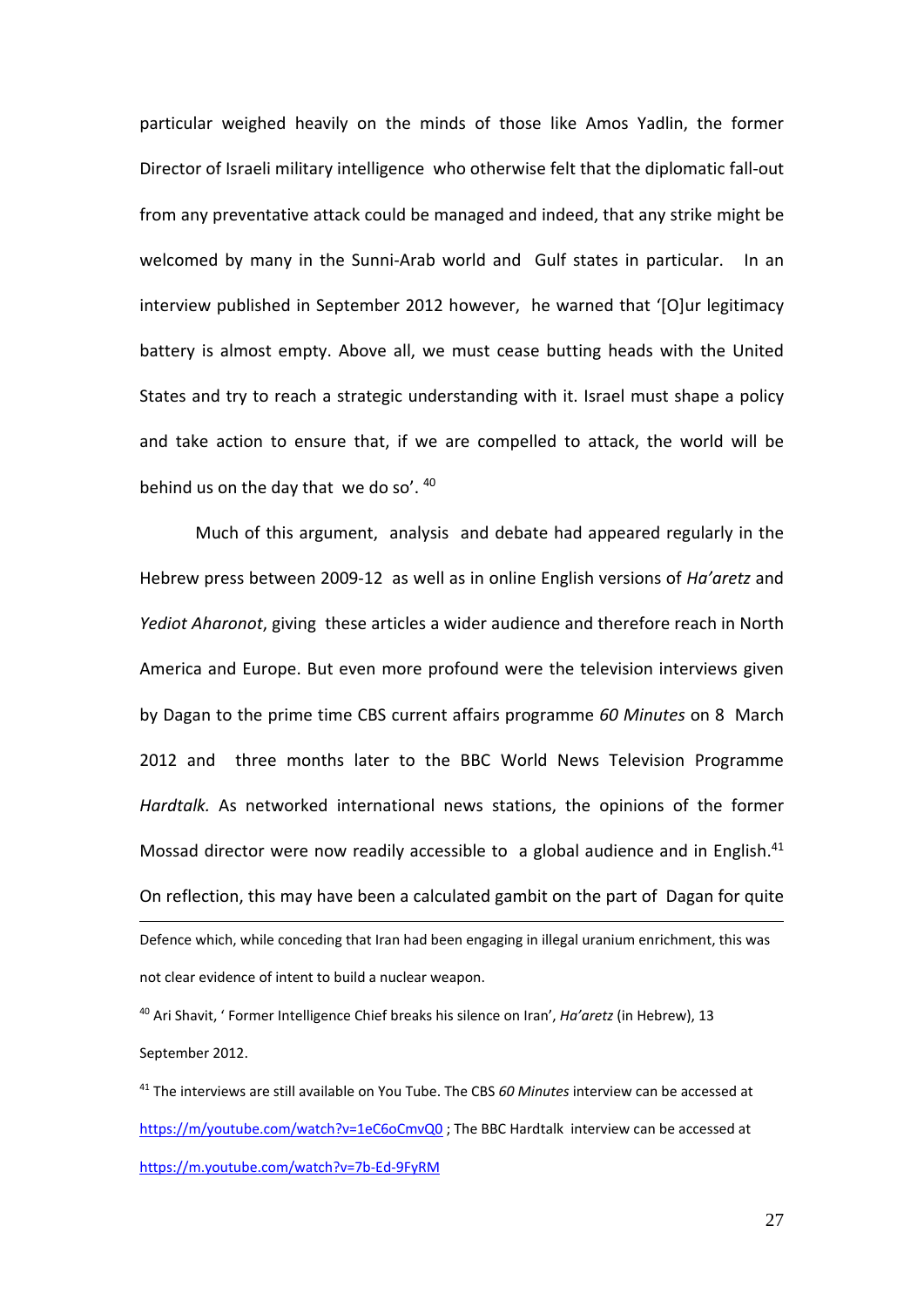particular weighed heavily on the minds of those like Amos Yadlin, the former Director of Israeli military intelligence who otherwise felt that the diplomatic fall-out from any preventative attack could be managed and indeed, that any strike might be welcomed by many in the Sunni-Arab world and Gulf states in particular. In an interview published in September 2012 however, he warned that '[O]ur legitimacy battery is almost empty. Above all, we must cease butting heads with the United States and try to reach a strategic understanding with it. Israel must shape a policy and take action to ensure that, if we are compelled to attack, the world will be behind us on the day that we do so'. [40]

Much of this argument, analysis and debate had appeared regularly in the Hebrew press between 2009-12 as well as in online English versions of *Ha'aretz* and *Yediot Aharonot*, giving these articles a wider audience and therefore reach in North America and Europe. But even more profound were the television interviews given by Dagan to the prime time CBS current affairs programme *60 Minutes* on 8 March 2012 and three months later to the BBC World News Television Programme *Hardtalk.* As networked international news stations, the opinions of the former Mossad director were now readily accessible to a global audience and in English.[41] On reflection, this may have been a calculated gambit on the part of Dagan for quite

---

Defence which, while conceding that Iran had been engaging in illegal uranium enrichment, this was not clear evidence of intent to build a nuclear weapon.

[40] Ari Shavit, ' Former Intelligence Chief breaks his silence on Iran', *Ha'aretz* (in Hebrew), 13 September 2012.

[41] The interviews are still available on You Tube. The CBS *60 Minutes* interview can be accessed at https://m/youtube.com/watch?v=1eC6oCmvQ0 ; The BBC Hardtalk interview can be accessed at https://m.youtube.com/watch?v=7b-Ed-9FyRM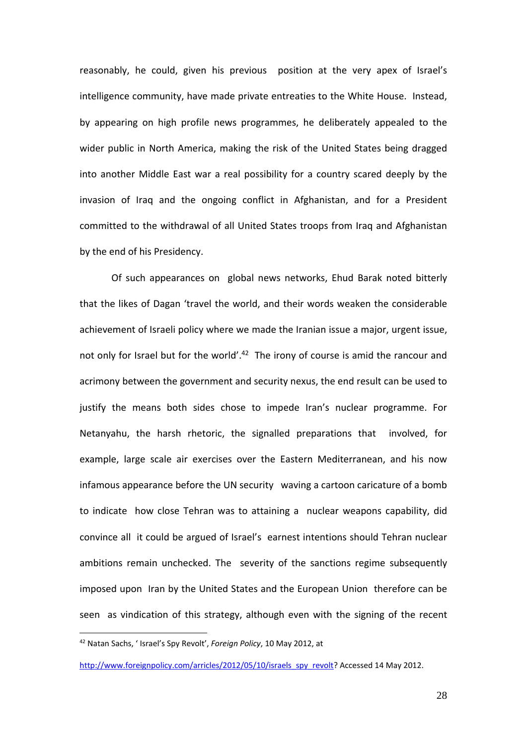reasonably, he could, given his previous position at the very apex of Israel's intelligence community, have made private entreaties to the White House. Instead, by appearing on high profile news programmes, he deliberately appealed to the wider public in North America, making the risk of the United States being dragged into another Middle East war a real possibility for a country scared deeply by the invasion of Iraq and the ongoing conflict in Afghanistan, and for a President committed to the withdrawal of all United States troops from Iraq and Afghanistan by the end of his Presidency.

Of such appearances on global news networks, Ehud Barak noted bitterly that the likes of Dagan 'travel the world, and their words weaken the considerable achievement of Israeli policy where we made the Iranian issue a major, urgent issue, not only for Israel but for the world'.[42] The irony of course is amid the rancour and acrimony between the government and security nexus, the end result can be used to justify the means both sides chose to impede Iran's nuclear programme. For Netanyahu, the harsh rhetoric, the signalled preparations that involved, for example, large scale air exercises over the Eastern Mediterranean, and his now infamous appearance before the UN security waving a cartoon caricature of a bomb to indicate how close Tehran was to attaining a nuclear weapons capability, did convince all it could be argued of Israel's earnest intentions should Tehran nuclear ambitions remain unchecked. The severity of the sanctions regime subsequently imposed upon Iran by the United States and the European Union therefore can be seen as vindication of this strategy, although even with the signing of the recent

[42] Natan Sachs, ' Israel's Spy Revolt', *Foreign Policy*, 10 May 2012, at http://www.foreignpolicy.com/arricles/2012/05/10/israels_spy_revolt? Accessed 14 May 2012.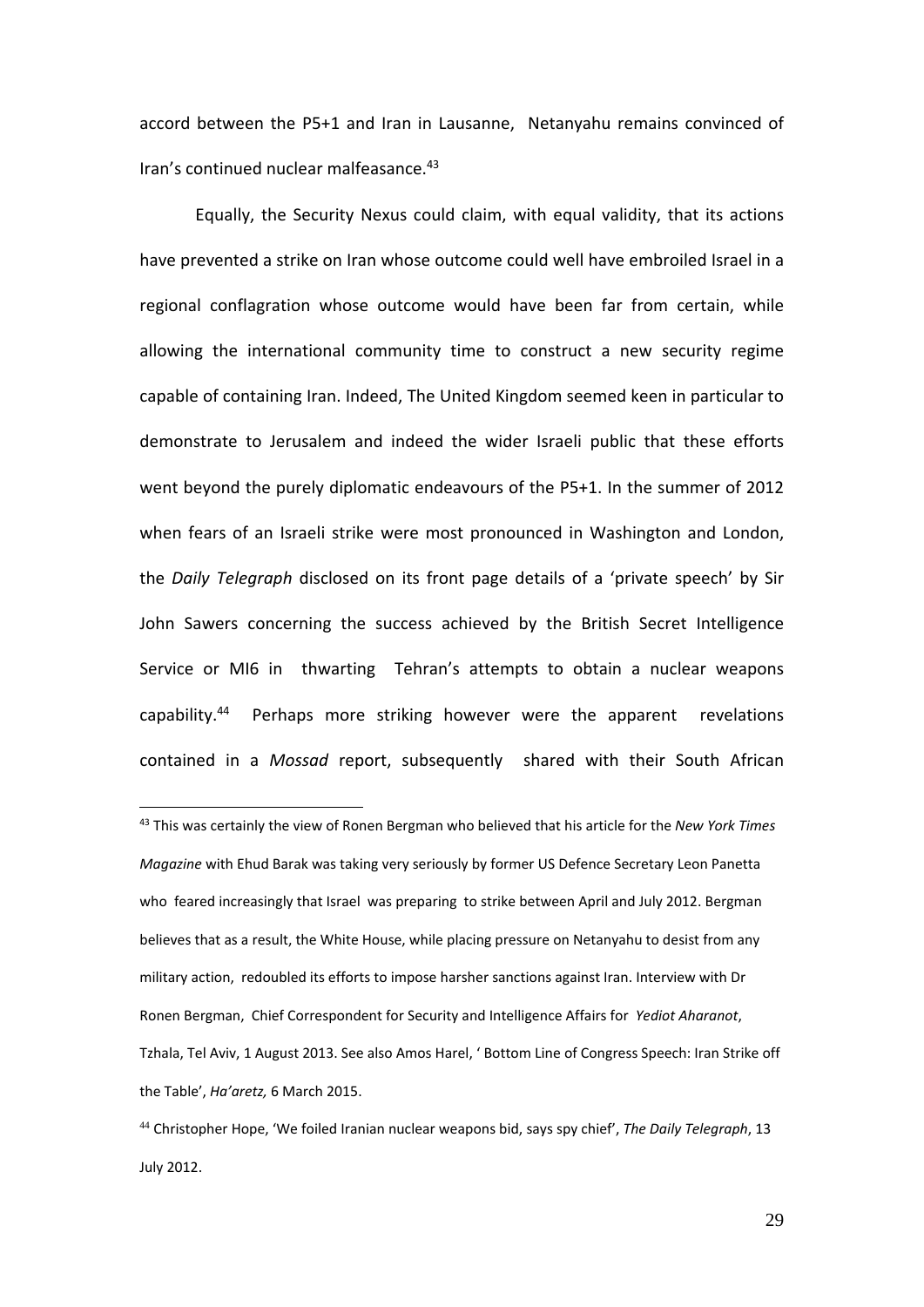accord between the P5+1 and Iran in Lausanne, Netanyahu remains convinced of Iran's continued nuclear malfeasance.[43]

Equally, the Security Nexus could claim, with equal validity, that its actions have prevented a strike on Iran whose outcome could well have embroiled Israel in a regional conflagration whose outcome would have been far from certain, while allowing the international community time to construct a new security regime capable of containing Iran. Indeed, The United Kingdom seemed keen in particular to demonstrate to Jerusalem and indeed the wider Israeli public that these efforts went beyond the purely diplomatic endeavours of the P5+1. In the summer of 2012 when fears of an Israeli strike were most pronounced in Washington and London, the *Daily Telegraph* disclosed on its front page details of a 'private speech' by Sir John Sawers concerning the success achieved by the British Secret Intelligence Service or MI6 in thwarting Tehran's attempts to obtain a nuclear weapons capability.[44] Perhaps more striking however were the apparent revelations contained in a *Mossad* report, subsequently shared with their South African

---

[43] This was certainly the view of Ronen Bergman who believed that his article for the *New York Times Magazine* with Ehud Barak was taking very seriously by former US Defence Secretary Leon Panetta who feared increasingly that Israel was preparing to strike between April and July 2012. Bergman believes that as a result, the White House, while placing pressure on Netanyahu to desist from any military action, redoubled its efforts to impose harsher sanctions against Iran. Interview with Dr Ronen Bergman, Chief Correspondent for Security and Intelligence Affairs for *Yediot Aharanot*, Tzhala, Tel Aviv, 1 August 2013. See also Amos Harel, ' Bottom Line of Congress Speech: Iran Strike off the Table', *Ha'aretz,* 6 March 2015.

[44] Christopher Hope, 'We foiled Iranian nuclear weapons bid, says spy chief', *The Daily Telegraph*, 13 July 2012.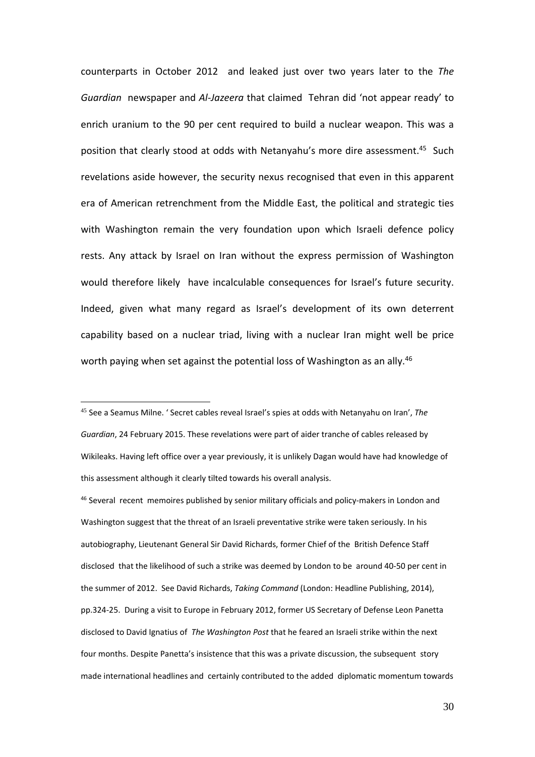counterparts in October 2012 and leaked just over two years later to the *The Guardian* newspaper and *Al-Jazeera* that claimed Tehran did 'not appear ready' to enrich uranium to the 90 per cent required to build a nuclear weapon. This was a position that clearly stood at odds with Netanyahu's more dire assessment.[45] Such revelations aside however, the security nexus recognised that even in this apparent era of American retrenchment from the Middle East, the political and strategic ties with Washington remain the very foundation upon which Israeli defence policy rests. Any attack by Israel on Iran without the express permission of Washington would therefore likely have incalculable consequences for Israel's future security. Indeed, given what many regard as Israel's development of its own deterrent capability based on a nuclear triad, living with a nuclear Iran might well be price worth paying when set against the potential loss of Washington as an ally.[46]

---

[45] See a Seamus Milne. ' Secret cables reveal Israel's spies at odds with Netanyahu on Iran', *The Guardian*, 24 February 2015. These revelations were part of aider tranche of cables released by Wikileaks. Having left office over a year previously, it is unlikely Dagan would have had knowledge of this assessment although it clearly tilted towards his overall analysis.

[46] Several recent memoires published by senior military officials and policy-makers in London and Washington suggest that the threat of an Israeli preventative strike were taken seriously. In his autobiography, Lieutenant General Sir David Richards, former Chief of the British Defence Staff disclosed that the likelihood of such a strike was deemed by London to be around 40-50 per cent in the summer of 2012. See David Richards, *Taking Command* (London: Headline Publishing, 2014), pp.324-25. During a visit to Europe in February 2012, former US Secretary of Defense Leon Panetta disclosed to David Ignatius of *The Washington Post* that he feared an Israeli strike within the next four months. Despite Panetta's insistence that this was a private discussion, the subsequent story made international headlines and certainly contributed to the added diplomatic momentum towards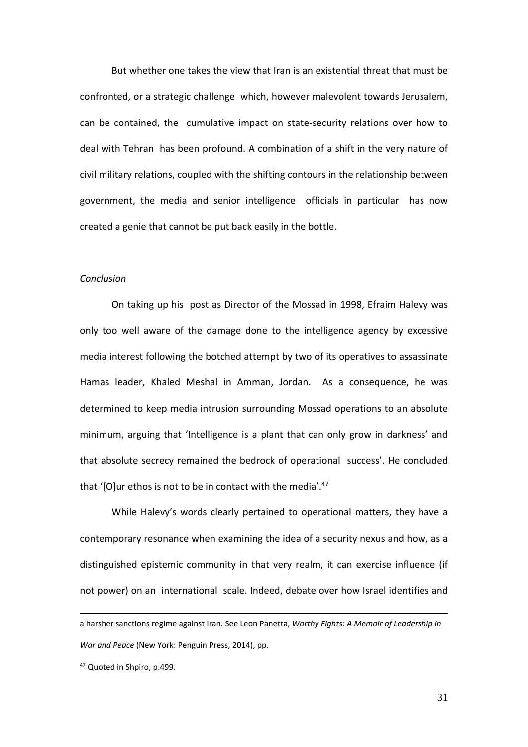But whether one takes the view that Iran is an existential threat that must be confronted, or a strategic challenge which, however malevolent towards Jerusalem, can be contained, the cumulative impact on state-security relations over how to deal with Tehran has been profound. A combination of a shift in the very nature of civil military relations, coupled with the shifting contours in the relationship between government, the media and senior intelligence officials in particular has now created a genie that cannot be put back easily in the bottle.

*Conclusion*

On taking up his post as Director of the Mossad in 1998, Efraim Halevy was only too well aware of the damage done to the intelligence agency by excessive media interest following the botched attempt by two of its operatives to assassinate Hamas leader, Khaled Meshal in Amman, Jordan. As a consequence, he was determined to keep media intrusion surrounding Mossad operations to an absolute minimum, arguing that 'Intelligence is a plant that can only grow in darkness' and that absolute secrecy remained the bedrock of operational success'. He concluded that '[O]ur ethos is not to be in contact with the media'.[47]

While Halevy's words clearly pertained to operational matters, they have a contemporary resonance when examining the idea of a security nexus and how, as a distinguished epistemic community in that very realm, it can exercise influence (if not power) on an international scale. Indeed, debate over how Israel identifies and

---

a harsher sanctions regime against Iran. See Leon Panetta, *Worthy Fights: A Memoir of Leadership in War and Peace* (New York: Penguin Press, 2014), pp.

[47] Quoted in Shpiro, p.499.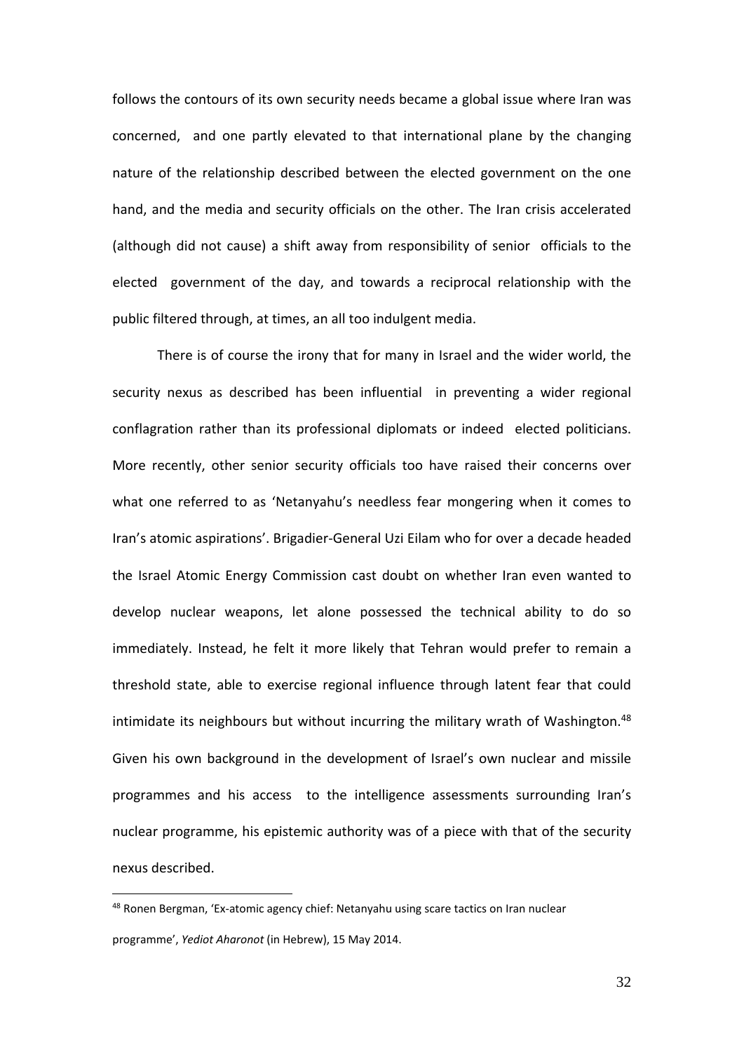follows the contours of its own security needs became a global issue where Iran was concerned, and one partly elevated to that international plane by the changing nature of the relationship described between the elected government on the one hand, and the media and security officials on the other. The Iran crisis accelerated (although did not cause) a shift away from responsibility of senior officials to the elected government of the day, and towards a reciprocal relationship with the public filtered through, at times, an all too indulgent media.

There is of course the irony that for many in Israel and the wider world, the security nexus as described has been influential in preventing a wider regional conflagration rather than its professional diplomats or indeed elected politicians. More recently, other senior security officials too have raised their concerns over what one referred to as 'Netanyahu's needless fear mongering when it comes to Iran's atomic aspirations'. Brigadier-General Uzi Eilam who for over a decade headed the Israel Atomic Energy Commission cast doubt on whether Iran even wanted to develop nuclear weapons, let alone possessed the technical ability to do so immediately. Instead, he felt it more likely that Tehran would prefer to remain a threshold state, able to exercise regional influence through latent fear that could intimidate its neighbours but without incurring the military wrath of Washington.[48] Given his own background in the development of Israel's own nuclear and missile programmes and his access to the intelligence assessments surrounding Iran's nuclear programme, his epistemic authority was of a piece with that of the security nexus described.

[48] Ronen Bergman, 'Ex-atomic agency chief: Netanyahu using scare tactics on Iran nuclear programme', *Yediot Aharonot* (in Hebrew), 15 May 2014.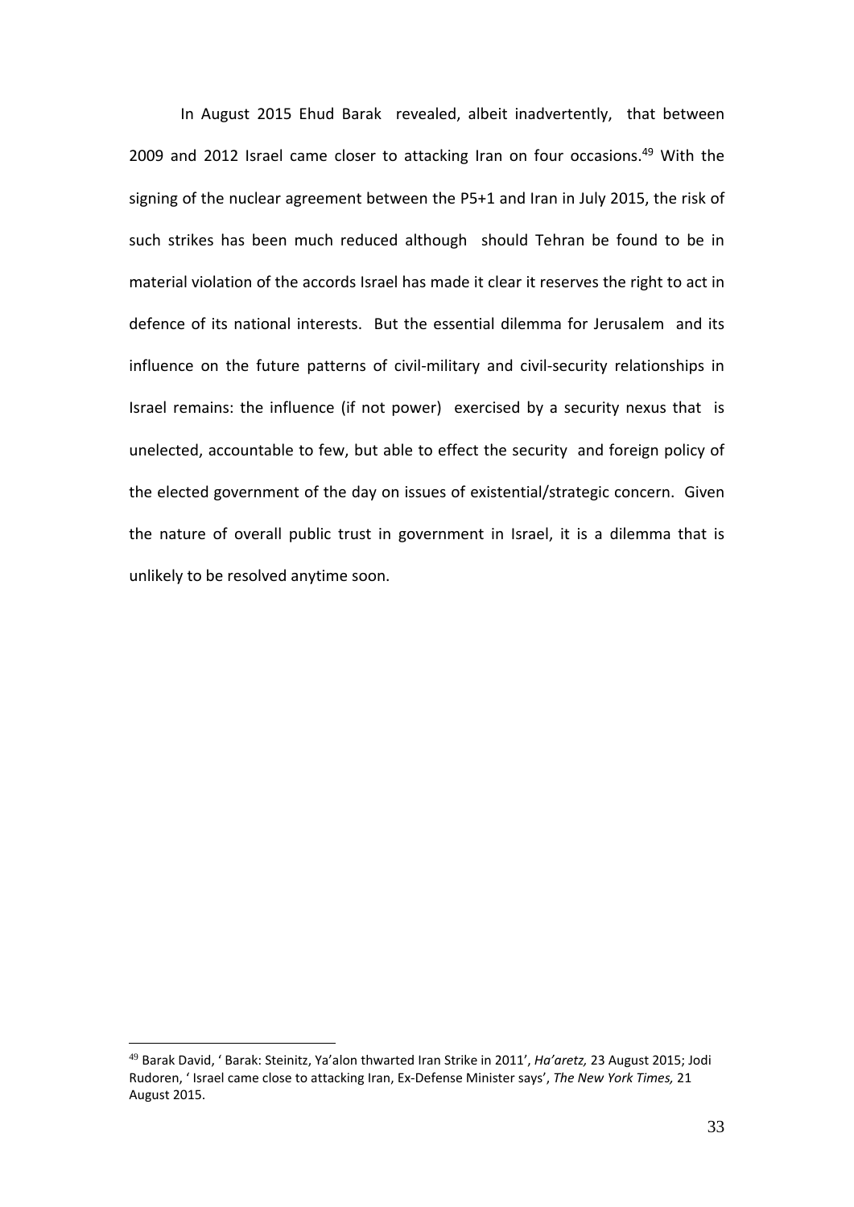In August 2015 Ehud Barak revealed, albeit inadvertently, that between 2009 and 2012 Israel came closer to attacking Iran on four occasions.[49] With the signing of the nuclear agreement between the P5+1 and Iran in July 2015, the risk of such strikes has been much reduced although should Tehran be found to be in material violation of the accords Israel has made it clear it reserves the right to act in defence of its national interests. But the essential dilemma for Jerusalem and its influence on the future patterns of civil-military and civil-security relationships in Israel remains: the influence (if not power) exercised by a security nexus that is unelected, accountable to few, but able to effect the security and foreign policy of the elected government of the day on issues of existential/strategic concern. Given the nature of overall public trust in government in Israel, it is a dilemma that is unlikely to be resolved anytime soon.

[49] Barak David, ' Barak: Steinitz, Ya'alon thwarted Iran Strike in 2011', *Ha'aretz,* 23 August 2015; Jodi Rudoren, ' Israel came close to attacking Iran, Ex-Defense Minister says', *The New York Times,* 21 August 2015.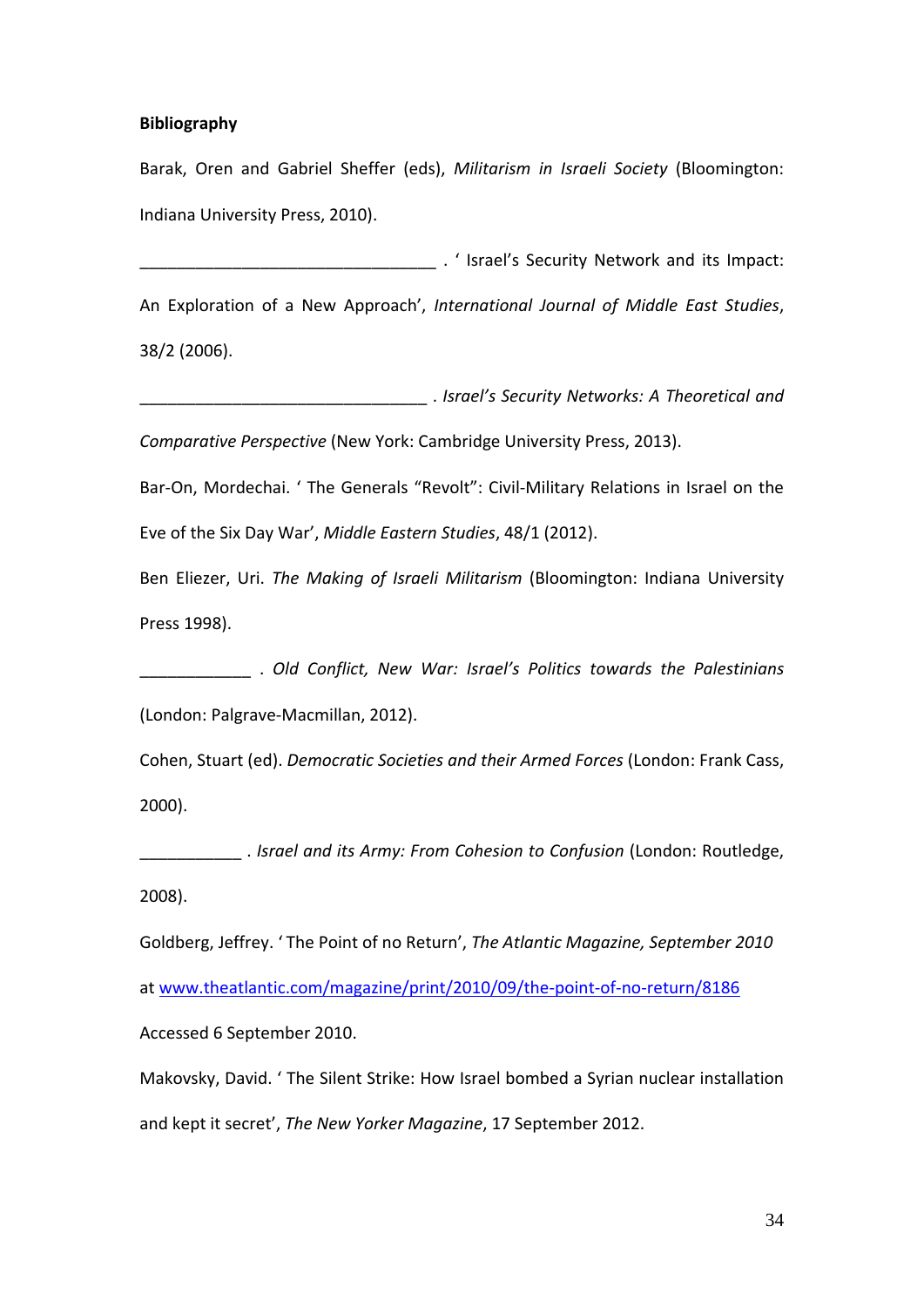**Bibliography**

Barak, Oren and Gabriel Sheffer (eds), *Militarism in Israeli Society* (Bloomington: Indiana University Press, 2010).

________________________________ . ' Israel's Security Network and its Impact: An Exploration of a New Approach', *International Journal of Middle East Studies*, 38/2 (2006).

_______________________________ . *Israel's Security Networks: A Theoretical and Comparative Perspective* (New York: Cambridge University Press, 2013).

Bar-On, Mordechai. ' The Generals "Revolt": Civil-Military Relations in Israel on the Eve of the Six Day War', *Middle Eastern Studies*, 48/1 (2012).

Ben Eliezer, Uri. *The Making of Israeli Militarism* (Bloomington: Indiana University Press 1998).

____________ . *Old Conflict, New War: Israel's Politics towards the Palestinians* (London: Palgrave-Macmillan, 2012).

Cohen, Stuart (ed). *Democratic Societies and their Armed Forces* (London: Frank Cass, 2000).

___________ . *Israel and its Army: From Cohesion to Confusion* (London: Routledge, 2008).

Goldberg, Jeffrey. ' The Point of no Return', *The Atlantic Magazine, September 2010* at www.theatlantic.com/magazine/print/2010/09/the-point-of-no-return/8186 Accessed 6 September 2010.

Makovsky, David. ' The Silent Strike: How Israel bombed a Syrian nuclear installation and kept it secret', *The New Yorker Magazine*, 17 September 2012.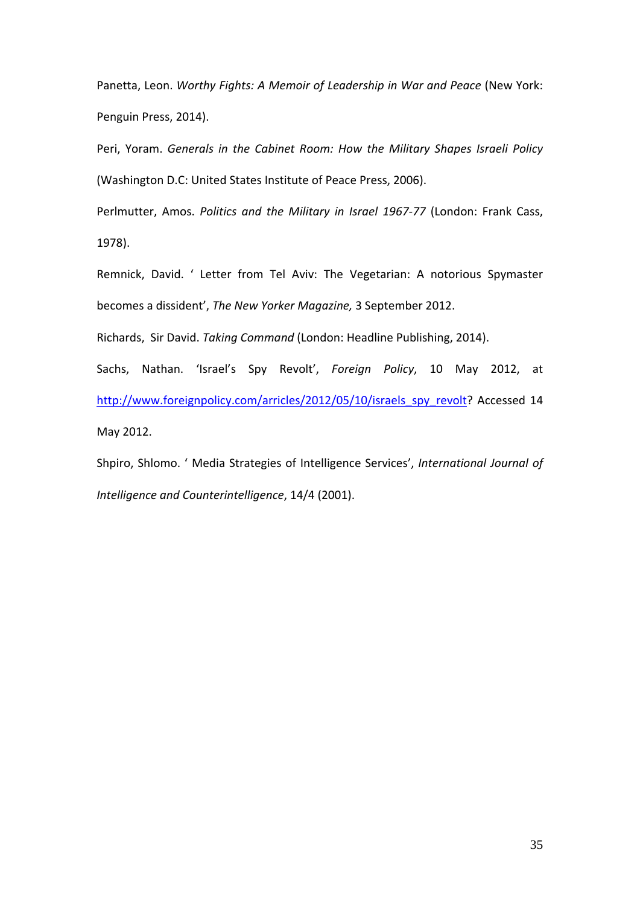Panetta, Leon. *Worthy Fights: A Memoir of Leadership in War and Peace* (New York: Penguin Press, 2014).

Peri, Yoram. *Generals in the Cabinet Room: How the Military Shapes Israeli Policy* (Washington D.C: United States Institute of Peace Press, 2006).

Perlmutter, Amos. *Politics and the Military in Israel 1967-77* (London: Frank Cass, 1978).

Remnick, David. ' Letter from Tel Aviv: The Vegetarian: A notorious Spymaster becomes a dissident', *The New Yorker Magazine,* 3 September 2012.

Richards, Sir David. *Taking Command* (London: Headline Publishing, 2014).

Sachs, Nathan. 'Israel's Spy Revolt', *Foreign Policy*, 10 May 2012, at http://www.foreignpolicy.com/arricles/2012/05/10/israels_spy_revolt? Accessed 14 May 2012.

Shpiro, Shlomo. ' Media Strategies of Intelligence Services', *International Journal of Intelligence and Counterintelligence*, 14/4 (2001).